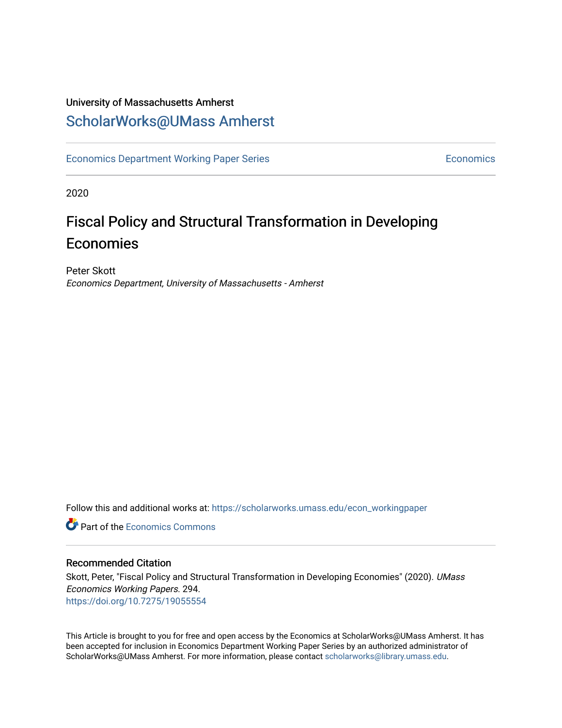University of Massachusetts Amherst

# ScholarWorks@UMass Amherst

Economics Department Working Paper Series | Economics

2020

## Fiscal Policy and Structural Transformation in Developing Economies

Peter Skott
*Economics Department, University of Massachusetts - Amherst*

Follow this and additional works at: https://scholarworks.umass.edu/econ_workingpaper

Part of the Economics Commons

### Recommended Citation

Skott, Peter, "Fiscal Policy and Structural Transformation in Developing Economies" (2020). *UMass Economics Working Papers*. 294.
https://doi.org/10.7275/19055554

This Article is brought to you for free and open access by the Economics at ScholarWorks@UMass Amherst. It has been accepted for inclusion in Economics Department Working Paper Series by an authorized administrator of ScholarWorks@UMass Amherst. For more information, please contact scholarworks@library.umass.edu.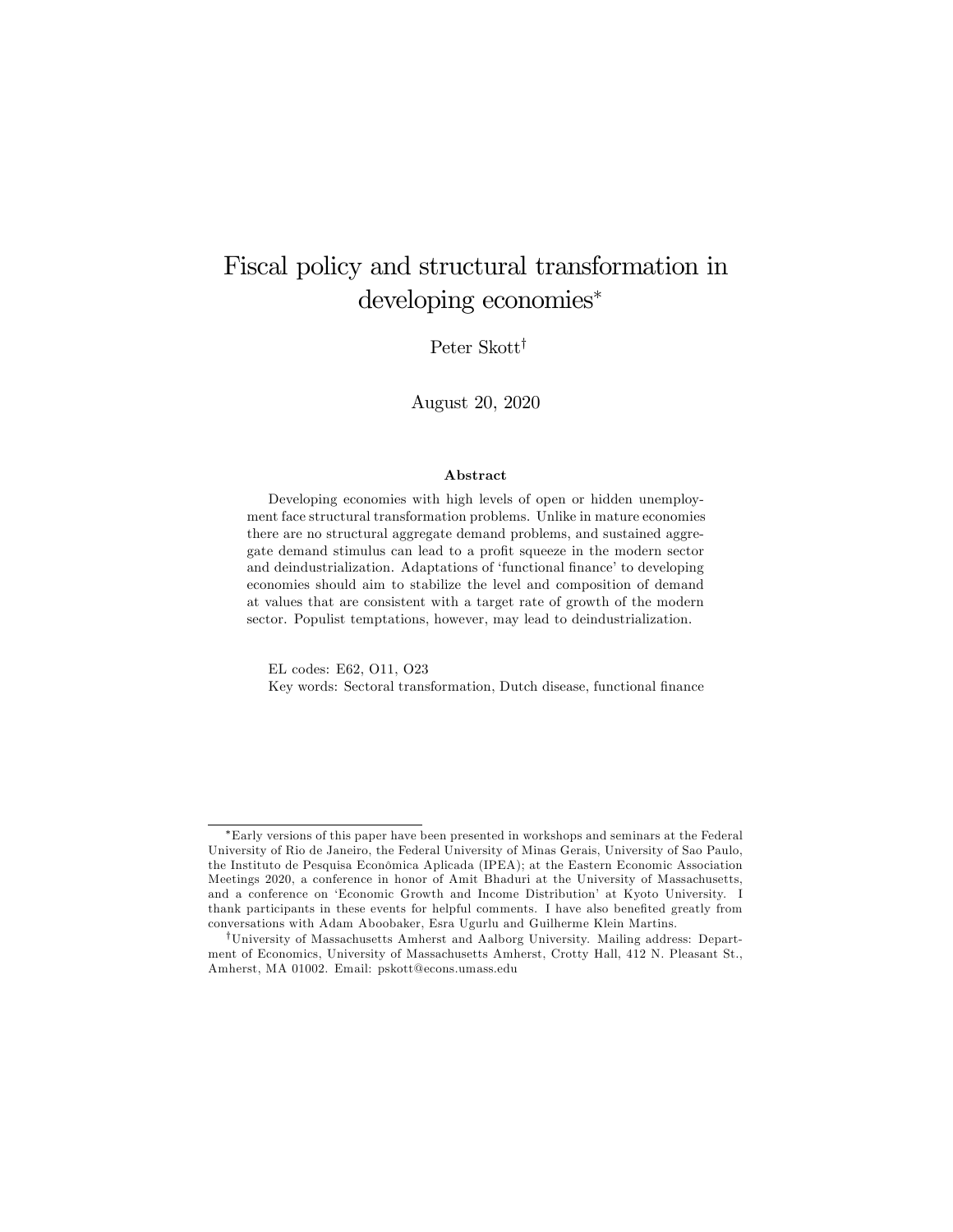# Fiscal policy and structural transformation in developing economies*

Peter Skott†

August 20, 2020

### Abstract

Developing economies with high levels of open or hidden unemployment face structural transformation problems. Unlike in mature economies there are no structural aggregate demand problems, and sustained aggregate demand stimulus can lead to a profit squeeze in the modern sector and deindustrialization. Adaptations of 'functional finance' to developing economies should aim to stabilize the level and composition of demand at values that are consistent with a target rate of growth of the modern sector. Populist temptations, however, may lead to deindustrialization.

EL codes: E62, O11, O23

Key words: Sectoral transformation, Dutch disease, functional finance

---

*Early versions of this paper have been presented in workshops and seminars at the Federal University of Rio de Janeiro, the Federal University of Minas Gerais, University of Sao Paulo, the Instituto de Pesquisa Econômica Aplicada (IPEA); at the Eastern Economic Association Meetings 2020, a conference in honor of Amit Bhaduri at the University of Massachusetts, and a conference on 'Economic Growth and Income Distribution' at Kyoto University. I thank participants in these events for helpful comments. I have also benefited greatly from conversations with Adam Aboobaker, Esra Ugurlu and Guilherme Klein Martins.

†University of Massachusetts Amherst and Aalborg University. Mailing address: Department of Economics, University of Massachusetts Amherst, Crotty Hall, 412 N. Pleasant St., Amherst, MA 01002. Email: pskott@econs.umass.edu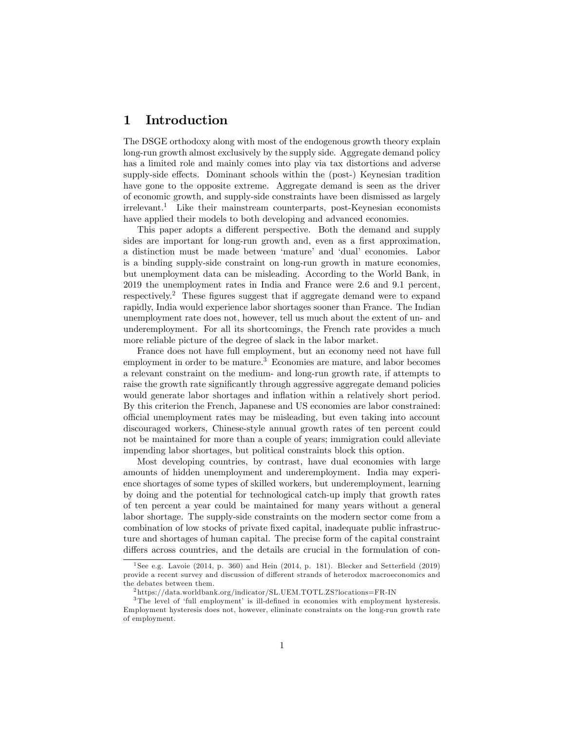# 1 Introduction

The DSGE orthodoxy along with most of the endogenous growth theory explain long-run growth almost exclusively by the supply side. Aggregate demand policy has a limited role and mainly comes into play via tax distortions and adverse supply-side effects. Dominant schools within the (post-) Keynesian tradition have gone to the opposite extreme. Aggregate demand is seen as the driver of economic growth, and supply-side constraints have been dismissed as largely irrelevant.[1] Like their mainstream counterparts, post-Keynesian economists have applied their models to both developing and advanced economies.

This paper adopts a different perspective. Both the demand and supply sides are important for long-run growth and, even as a first approximation, a distinction must be made between 'mature' and 'dual' economies. Labor is a binding supply-side constraint on long-run growth in mature economies, but unemployment data can be misleading. According to the World Bank, in 2019 the unemployment rates in India and France were 2.6 and 9.1 percent, respectively.[2] These figures suggest that if aggregate demand were to expand rapidly, India would experience labor shortages sooner than France. The Indian unemployment rate does not, however, tell us much about the extent of un- and underemployment. For all its shortcomings, the French rate provides a much more reliable picture of the degree of slack in the labor market.

France does not have full employment, but an economy need not have full employment in order to be mature.[3] Economies are mature, and labor becomes a relevant constraint on the medium- and long-run growth rate, if attempts to raise the growth rate significantly through aggressive aggregate demand policies would generate labor shortages and inflation within a relatively short period. By this criterion the French, Japanese and US economies are labor constrained: official unemployment rates may be misleading, but even taking into account discouraged workers, Chinese-style annual growth rates of ten percent could not be maintained for more than a couple of years; immigration could alleviate impending labor shortages, but political constraints block this option.

Most developing countries, by contrast, have dual economies with large amounts of hidden unemployment and underemployment. India may experience shortages of some types of skilled workers, but underemployment, learning by doing and the potential for technological catch-up imply that growth rates of ten percent a year could be maintained for many years without a general labor shortage. The supply-side constraints on the modern sector come from a combination of low stocks of private fixed capital, inadequate public infrastructure and shortages of human capital. The precise form of the capital constraint differs across countries, and the details are crucial in the formulation of con-

---

[1] See e.g. Lavoie (2014, p. 360) and Hein (2014, p. 181). Blecker and Setterfield (2019) provide a recent survey and discussion of different strands of heterodox macroeconomics and the debates between them.

[2] https://data.worldbank.org/indicator/SL.UEM.TOTL.ZS?locations=FR-IN

[3] The level of 'full employment' is ill-defined in economies with employment hysteresis. Employment hysteresis does not, however, eliminate constraints on the long-run growth rate of employment.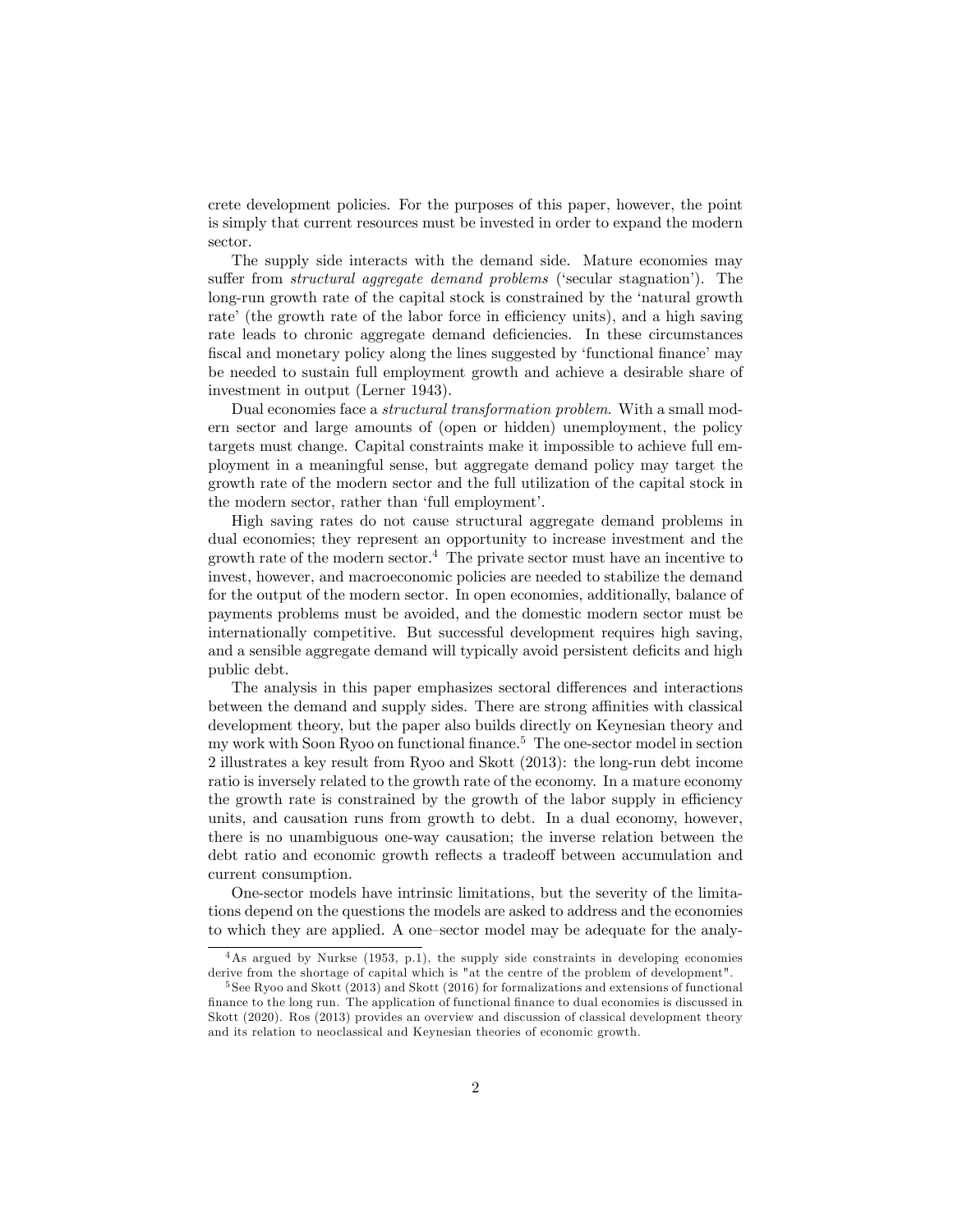crete development policies. For the purposes of this paper, however, the point is simply that current resources must be invested in order to expand the modern sector.

The supply side interacts with the demand side. Mature economies may suffer from *structural aggregate demand problems* ('secular stagnation'). The long-run growth rate of the capital stock is constrained by the 'natural growth rate' (the growth rate of the labor force in efficiency units), and a high saving rate leads to chronic aggregate demand deficiencies. In these circumstances fiscal and monetary policy along the lines suggested by 'functional finance' may be needed to sustain full employment growth and achieve a desirable share of investment in output (Lerner 1943).

Dual economies face a *structural transformation problem*. With a small modern sector and large amounts of (open or hidden) unemployment, the policy targets must change. Capital constraints make it impossible to achieve full employment in a meaningful sense, but aggregate demand policy may target the growth rate of the modern sector and the full utilization of the capital stock in the modern sector, rather than 'full employment'.

High saving rates do not cause structural aggregate demand problems in dual economies; they represent an opportunity to increase investment and the growth rate of the modern sector.[4] The private sector must have an incentive to invest, however, and macroeconomic policies are needed to stabilize the demand for the output of the modern sector. In open economies, additionally, balance of payments problems must be avoided, and the domestic modern sector must be internationally competitive. But successful development requires high saving, and a sensible aggregate demand will typically avoid persistent deficits and high public debt.

The analysis in this paper emphasizes sectoral differences and interactions between the demand and supply sides. There are strong affinities with classical development theory, but the paper also builds directly on Keynesian theory and my work with Soon Ryoo on functional finance.[5] The one-sector model in section 2 illustrates a key result from Ryoo and Skott (2013): the long-run debt income ratio is inversely related to the growth rate of the economy. In a mature economy the growth rate is constrained by the growth of the labor supply in efficiency units, and causation runs from growth to debt. In a dual economy, however, there is no unambiguous one-way causation; the inverse relation between the debt ratio and economic growth reflects a tradeoff between accumulation and current consumption.

One-sector models have intrinsic limitations, but the severity of the limitations depend on the questions the models are asked to address and the economies to which they are applied. A one–sector model may be adequate for the analy-

[4] As argued by Nurkse (1953, p.1), the supply side constraints in developing economies derive from the shortage of capital which is "at the centre of the problem of development".

[5] See Ryoo and Skott (2013) and Skott (2016) for formalizations and extensions of functional finance to the long run. The application of functional finance to dual economies is discussed in Skott (2020). Ros (2013) provides an overview and discussion of classical development theory and its relation to neoclassical and Keynesian theories of economic growth.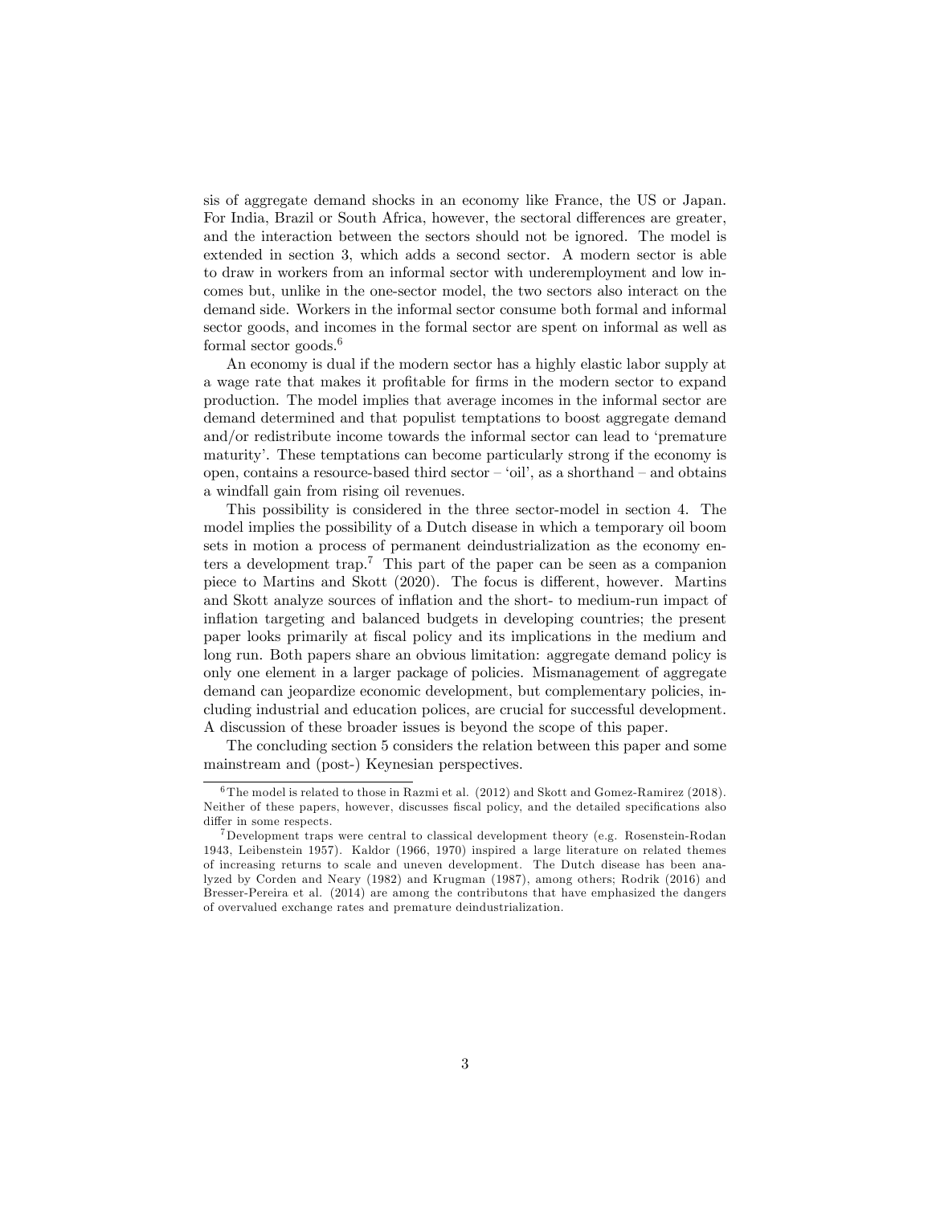sis of aggregate demand shocks in an economy like France, the US or Japan. For India, Brazil or South Africa, however, the sectoral differences are greater, and the interaction between the sectors should not be ignored. The model is extended in section 3, which adds a second sector. A modern sector is able to draw in workers from an informal sector with underemployment and low incomes but, unlike in the one-sector model, the two sectors also interact on the demand side. Workers in the informal sector consume both formal and informal sector goods, and incomes in the formal sector are spent on informal as well as formal sector goods.[6]

An economy is dual if the modern sector has a highly elastic labor supply at a wage rate that makes it profitable for firms in the modern sector to expand production. The model implies that average incomes in the informal sector are demand determined and that populist temptations to boost aggregate demand and/or redistribute income towards the informal sector can lead to 'premature maturity'. These temptations can become particularly strong if the economy is open, contains a resource-based third sector – 'oil', as a shorthand – and obtains a windfall gain from rising oil revenues.

This possibility is considered in the three sector-model in section 4. The model implies the possibility of a Dutch disease in which a temporary oil boom sets in motion a process of permanent deindustrialization as the economy enters a development trap.[7] This part of the paper can be seen as a companion piece to Martins and Skott (2020). The focus is different, however. Martins and Skott analyze sources of inflation and the short- to medium-run impact of inflation targeting and balanced budgets in developing countries; the present paper looks primarily at fiscal policy and its implications in the medium and long run. Both papers share an obvious limitation: aggregate demand policy is only one element in a larger package of policies. Mismanagement of aggregate demand can jeopardize economic development, but complementary policies, including industrial and education polices, are crucial for successful development. A discussion of these broader issues is beyond the scope of this paper.

The concluding section 5 considers the relation between this paper and some mainstream and (post-) Keynesian perspectives.

[6] The model is related to those in Razmi et al. (2012) and Skott and Gomez-Ramirez (2018). Neither of these papers, however, discusses fiscal policy, and the detailed specifications also differ in some respects.

[7] Development traps were central to classical development theory (e.g. Rosenstein-Rodan 1943, Leibenstein 1957). Kaldor (1966, 1970) inspired a large literature on related themes of increasing returns to scale and uneven development. The Dutch disease has been analyzed by Corden and Neary (1982) and Krugman (1987), among others; Rodrik (2016) and Bresser-Pereira et al. (2014) are among the contributons that have emphasized the dangers of overvalued exchange rates and premature deindustrialization.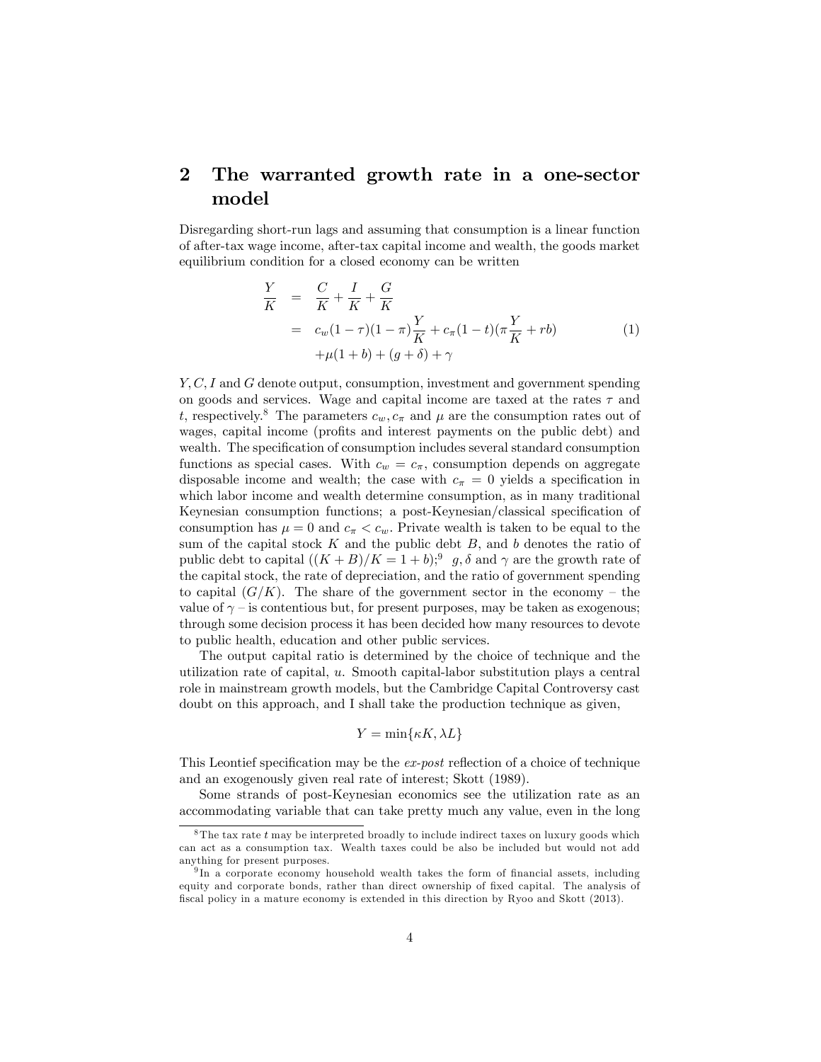## 2 The warranted growth rate in a one-sector model

Disregarding short-run lags and assuming that consumption is a linear function of after-tax wage income, after-tax capital income and wealth, the goods market equilibrium condition for a closed economy can be written

$$
\begin{aligned}
\frac{Y}{K} &= \frac{C}{K} + \frac{I}{K} + \frac{G}{K} \\
&= c_w(1-\tau)(1-\pi)\frac{Y}{K} + c_\pi(1-t)(\pi\frac{Y}{K} + rb) \\
&\quad + \mu(1+b) + (g+\delta) + \gamma
\end{aligned}
\tag{1}
$$

$Y, C, I$ and $G$ denote output, consumption, investment and government spending on goods and services. Wage and capital income are taxed at the rates $\tau$ and $t$, respectively.[8] The parameters $c_w, c_\pi$ and $\mu$ are the consumption rates out of wages, capital income (profits and interest payments on the public debt) and wealth. The specification of consumption includes several standard consumption functions as special cases. With $c_w = c_\pi$, consumption depends on aggregate disposable income and wealth; the case with $c_\pi = 0$ yields a specification in which labor income and wealth determine consumption, as in many traditional Keynesian consumption functions; a post-Keynesian/classical specification of consumption has $\mu = 0$ and $c_\pi < c_w$. Private wealth is taken to be equal to the sum of the capital stock $K$ and the public debt $B$, and $b$ denotes the ratio of public debt to capital ($(K+B)/K = 1+b$);[9] $g, \delta$ and $\gamma$ are the growth rate of the capital stock, the rate of depreciation, and the ratio of government spending to capital ($G/K$). The share of the government sector in the economy – the value of $\gamma$ – is contentious but, for present purposes, may be taken as exogenous; through some decision process it has been decided how many resources to devote to public health, education and other public services.

The output capital ratio is determined by the choice of technique and the utilization rate of capital, $u$. Smooth capital-labor substitution plays a central role in mainstream growth models, but the Cambridge Capital Controversy cast doubt on this approach, and I shall take the production technique as given,

$$
Y = \min\{\kappa K, \lambda L\}
$$

This Leontief specification may be the *ex-post* reflection of a choice of technique and an exogenously given real rate of interest; Skott (1989).

Some strands of post-Keynesian economics see the utilization rate as an accommodating variable that can take pretty much any value, even in the long

[8] The tax rate $t$ may be interpreted broadly to include indirect taxes on luxury goods which can act as a consumption tax. Wealth taxes could be also be included but would not add anything for present purposes.

[9] In a corporate economy household wealth takes the form of financial assets, including equity and corporate bonds, rather than direct ownership of fixed capital. The analysis of fiscal policy in a mature economy is extended in this direction by Ryoo and Skott (2013).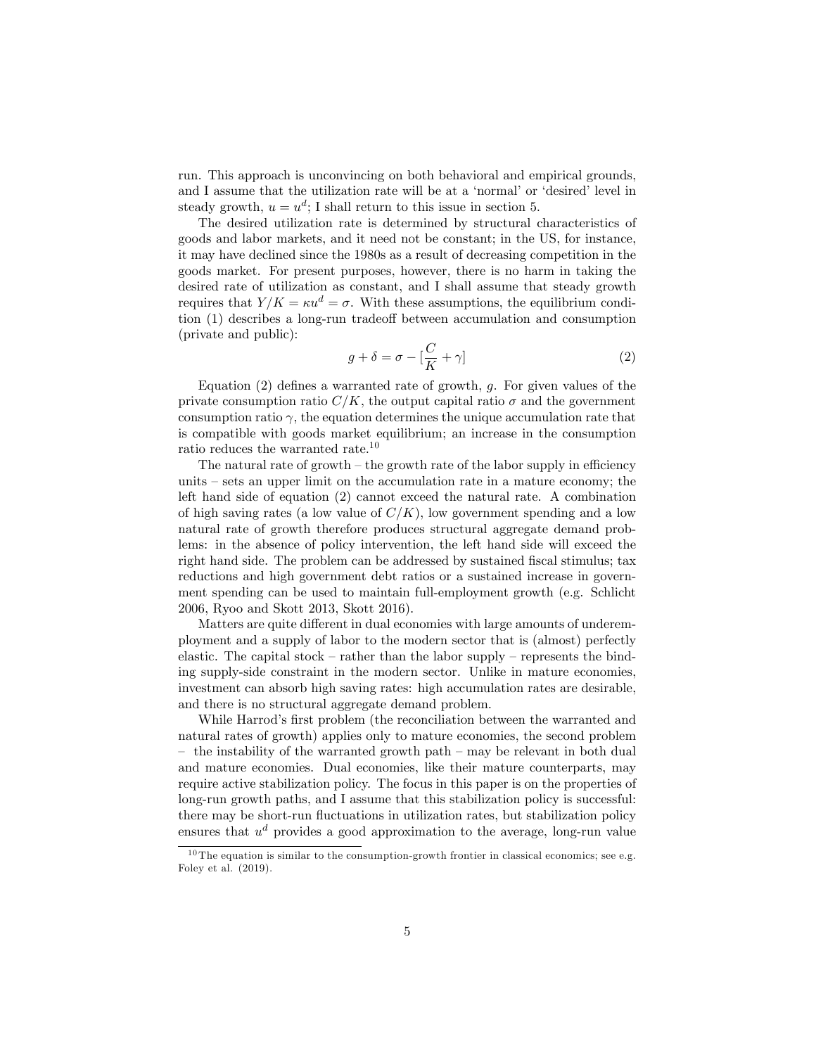run. This approach is unconvincing on both behavioral and empirical grounds, and I assume that the utilization rate will be at a 'normal' or 'desired' level in steady growth, $u = u^d$; I shall return to this issue in section 5.

The desired utilization rate is determined by structural characteristics of goods and labor markets, and it need not be constant; in the US, for instance, it may have declined since the 1980s as a result of decreasing competition in the goods market. For present purposes, however, there is no harm in taking the desired rate of utilization as constant, and I shall assume that steady growth requires that $Y/K = \kappa u^d = \sigma$. With these assumptions, the equilibrium condition (1) describes a long-run tradeoff between accumulation and consumption (private and public):

$$g + \delta = \sigma - [\frac{C}{K} + \gamma] \tag{2}$$

Equation (2) defines a warranted rate of growth, $g$. For given values of the private consumption ratio $C/K$, the output capital ratio $\sigma$ and the government consumption ratio $\gamma$, the equation determines the unique accumulation rate that is compatible with goods market equilibrium; an increase in the consumption ratio reduces the warranted rate.[10]

The natural rate of growth – the growth rate of the labor supply in efficiency units – sets an upper limit on the accumulation rate in a mature economy; the left hand side of equation (2) cannot exceed the natural rate. A combination of high saving rates (a low value of $C/K$), low government spending and a low natural rate of growth therefore produces structural aggregate demand problems: in the absence of policy intervention, the left hand side will exceed the right hand side. The problem can be addressed by sustained fiscal stimulus; tax reductions and high government debt ratios or a sustained increase in government spending can be used to maintain full-employment growth (e.g. Schlicht 2006, Ryoo and Skott 2013, Skott 2016).

Matters are quite different in dual economies with large amounts of underemployment and a supply of labor to the modern sector that is (almost) perfectly elastic. The capital stock – rather than the labor supply – represents the binding supply-side constraint in the modern sector. Unlike in mature economies, investment can absorb high saving rates: high accumulation rates are desirable, and there is no structural aggregate demand problem.

While Harrod's first problem (the reconciliation between the warranted and natural rates of growth) applies only to mature economies, the second problem – the instability of the warranted growth path – may be relevant in both dual and mature economies. Dual economies, like their mature counterparts, may require active stabilization policy. The focus in this paper is on the properties of long-run growth paths, and I assume that this stabilization policy is successful: there may be short-run fluctuations in utilization rates, but stabilization policy ensures that $u^d$ provides a good approximation to the average, long-run value

[10] The equation is similar to the consumption-growth frontier in classical economics; see e.g. Foley et al. (2019).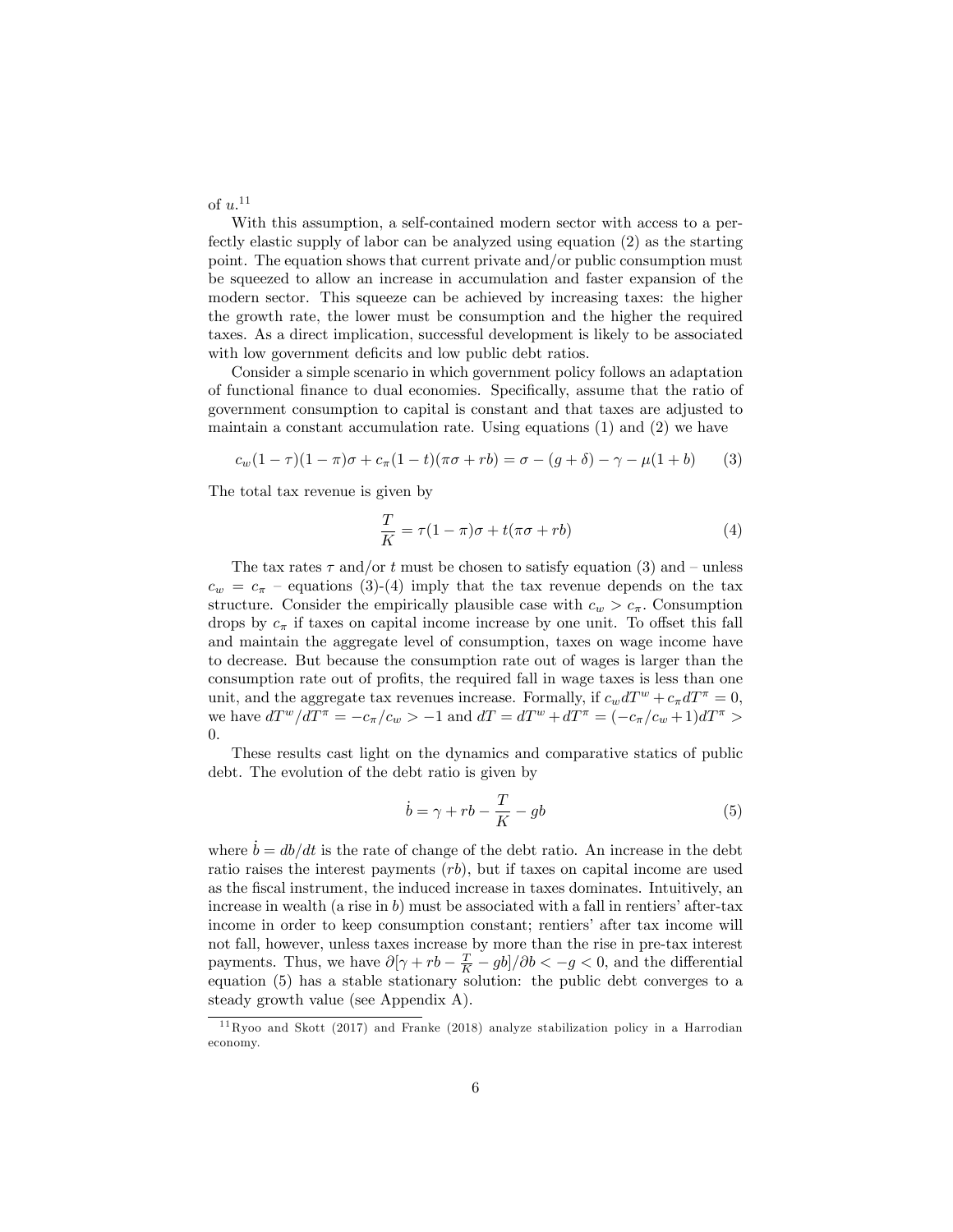of $u$.[11]

With this assumption, a self-contained modern sector with access to a perfectly elastic supply of labor can be analyzed using equation (2) as the starting point. The equation shows that current private and/or public consumption must be squeezed to allow an increase in accumulation and faster expansion of the modern sector. This squeeze can be achieved by increasing taxes: the higher the growth rate, the lower must be consumption and the higher the required taxes. As a direct implication, successful development is likely to be associated with low government deficits and low public debt ratios.

Consider a simple scenario in which government policy follows an adaptation of functional finance to dual economies. Specifically, assume that the ratio of government consumption to capital is constant and that taxes are adjusted to maintain a constant accumulation rate. Using equations (1) and (2) we have

$$c_w(1-\tau)(1-\pi)\sigma + c_\pi(1-t)(\pi\sigma + rb) = \sigma - (g+\delta) - \gamma - \mu(1+b) \tag{3}$$

The total tax revenue is given by

$$\frac{T}{K} = \tau(1-\pi)\sigma + t(\pi\sigma + rb) \tag{4}$$

The tax rates $\tau$ and/or $t$ must be chosen to satisfy equation (3) and – unless $c_w = c_\pi$ – equations (3)-(4) imply that the tax revenue depends on the tax structure. Consider the empirically plausible case with $c_w > c_\pi$. Consumption drops by $c_\pi$ if taxes on capital income increase by one unit. To offset this fall and maintain the aggregate level of consumption, taxes on wage income have to decrease. But because the consumption rate out of wages is larger than the consumption rate out of profits, the required fall in wage taxes is less than one unit, and the aggregate tax revenues increase. Formally, if $c_w dT^w + c_\pi dT^\pi = 0$, we have $dT^w/dT^\pi = -c_\pi/c_w > -1$ and $dT = dT^w + dT^\pi = (-c_\pi/c_w + 1)dT^\pi > 0$.

These results cast light on the dynamics and comparative statics of public debt. The evolution of the debt ratio is given by

$$\dot{b} = \gamma + rb - \frac{T}{K} - gb \tag{5}$$

where $\dot{b} = db/dt$ is the rate of change of the debt ratio. An increase in the debt ratio raises the interest payments ($rb$), but if taxes on capital income are used as the fiscal instrument, the induced increase in taxes dominates. Intuitively, an increase in wealth (a rise in $b$) must be associated with a fall in rentiers' after-tax income in order to keep consumption constant; rentiers' after tax income will not fall, however, unless taxes increase by more than the rise in pre-tax interest payments. Thus, we have $\partial[\gamma + rb - \frac{T}{K} - gb]/\partial b < -g < 0$, and the differential equation (5) has a stable stationary solution: the public debt converges to a steady growth value (see Appendix A).

[11] Ryoo and Skott (2017) and Franke (2018) analyze stabilization policy in a Harrodian economy.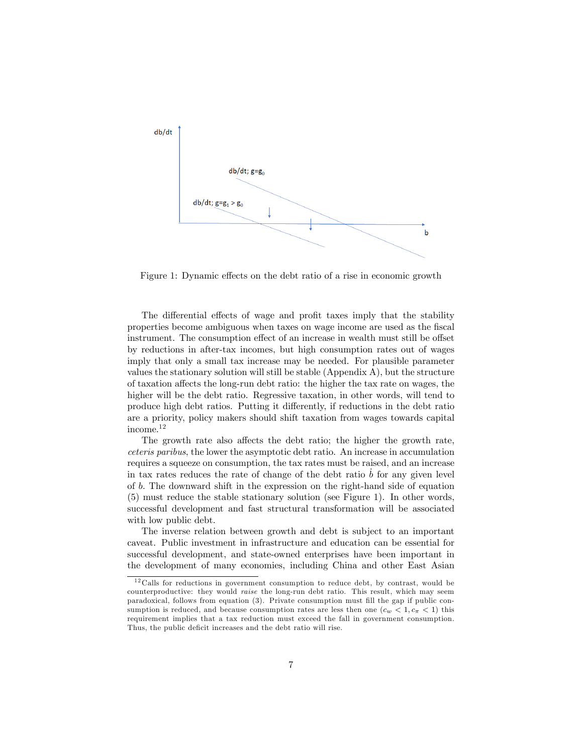Figure 1: Dynamic effects on the debt ratio of a rise in economic growth

The differential effects of wage and profit taxes imply that the stability properties become ambiguous when taxes on wage income are used as the fiscal instrument. The consumption effect of an increase in wealth must still be offset by reductions in after-tax incomes, but high consumption rates out of wages imply that only a small tax increase may be needed. For plausible parameter values the stationary solution will still be stable (Appendix A), but the structure of taxation affects the long-run debt ratio: the higher the tax rate on wages, the higher will be the debt ratio. Regressive taxation, in other words, will tend to produce high debt ratios. Putting it differently, if reductions in the debt ratio are a priority, policy makers should shift taxation from wages towards capital income.[12]

The growth rate also affects the debt ratio; the higher the growth rate, *ceteris paribus*, the lower the asymptotic debt ratio. An increase in accumulation requires a squeeze on consumption, the tax rates must be raised, and an increase in tax rates reduces the rate of change of the debt ratio $\dot{b}$ for any given level of $b$. The downward shift in the expression on the right-hand side of equation (5) must reduce the stable stationary solution (see Figure 1). In other words, successful development and fast structural transformation will be associated with low public debt.

The inverse relation between growth and debt is subject to an important caveat. Public investment in infrastructure and education can be essential for successful development, and state-owned enterprises have been important in the development of many economies, including China and other East Asian

[12] Calls for reductions in government consumption to reduce debt, by contrast, would be counterproductive: they would *raise* the long-run debt ratio. This result, which may seem paradoxical, follows from equation (3). Private consumption must fill the gap if public consumption is reduced, and because consumption rates are less then one ($c_w < 1, c_\pi < 1$) this requirement implies that a tax reduction must exceed the fall in government consumption. Thus, the public deficit increases and the debt ratio will rise.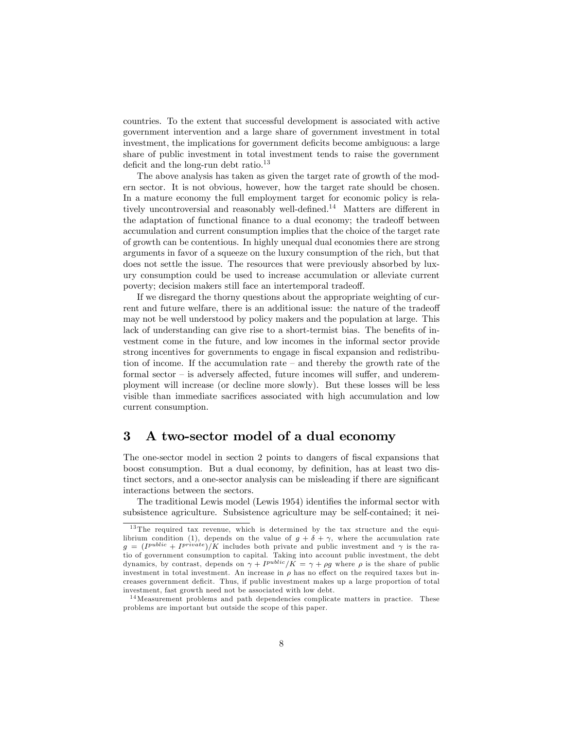countries. To the extent that successful development is associated with active government intervention and a large share of government investment in total investment, the implications for government deficits become ambiguous: a large share of public investment in total investment tends to raise the government deficit and the long-run debt ratio.[13]

The above analysis has taken as given the target rate of growth of the modern sector. It is not obvious, however, how the target rate should be chosen. In a mature economy the full employment target for economic policy is relatively uncontroversial and reasonably well-defined.[14] Matters are different in the adaptation of functional finance to a dual economy; the tradeoff between accumulation and current consumption implies that the choice of the target rate of growth can be contentious. In highly unequal dual economies there are strong arguments in favor of a squeeze on the luxury consumption of the rich, but that does not settle the issue. The resources that were previously absorbed by luxury consumption could be used to increase accumulation or alleviate current poverty; decision makers still face an intertemporal tradeoff.

If we disregard the thorny questions about the appropriate weighting of current and future welfare, there is an additional issue: the nature of the tradeoff may not be well understood by policy makers and the population at large. This lack of understanding can give rise to a short-termist bias. The benefits of investment come in the future, and low incomes in the informal sector provide strong incentives for governments to engage in fiscal expansion and redistribution of income. If the accumulation rate – and thereby the growth rate of the formal sector – is adversely affected, future incomes will suffer, and underemployment will increase (or decline more slowly). But these losses will be less visible than immediate sacrifices associated with high accumulation and low current consumption.

# 3 A two-sector model of a dual economy

The one-sector model in section 2 points to dangers of fiscal expansions that boost consumption. But a dual economy, by definition, has at least two distinct sectors, and a one-sector analysis can be misleading if there are significant interactions between the sectors.

The traditional Lewis model (Lewis 1954) identifies the informal sector with subsistence agriculture. Subsistence agriculture may be self-contained; it nei-

---

[13] The required tax revenue, which is determined by the tax structure and the equilibrium condition (1), depends on the value of $g + \delta + \gamma$, where the accumulation rate $g = (I^{public} + I^{private})/K$ includes both private and public investment and $\gamma$ is the ratio of government consumption to capital. Taking into account public investment, the debt dynamics, by contrast, depends on $\gamma + I^{public}/K = \gamma + \rho g$ where $\rho$ is the share of public investment in total investment. An increase in $\rho$ has no effect on the required taxes but increases government deficit. Thus, if public investment makes up a large proportion of total investment, fast growth need not be associated with low debt.

[14] Measurement problems and path dependencies complicate matters in practice. These problems are important but outside the scope of this paper.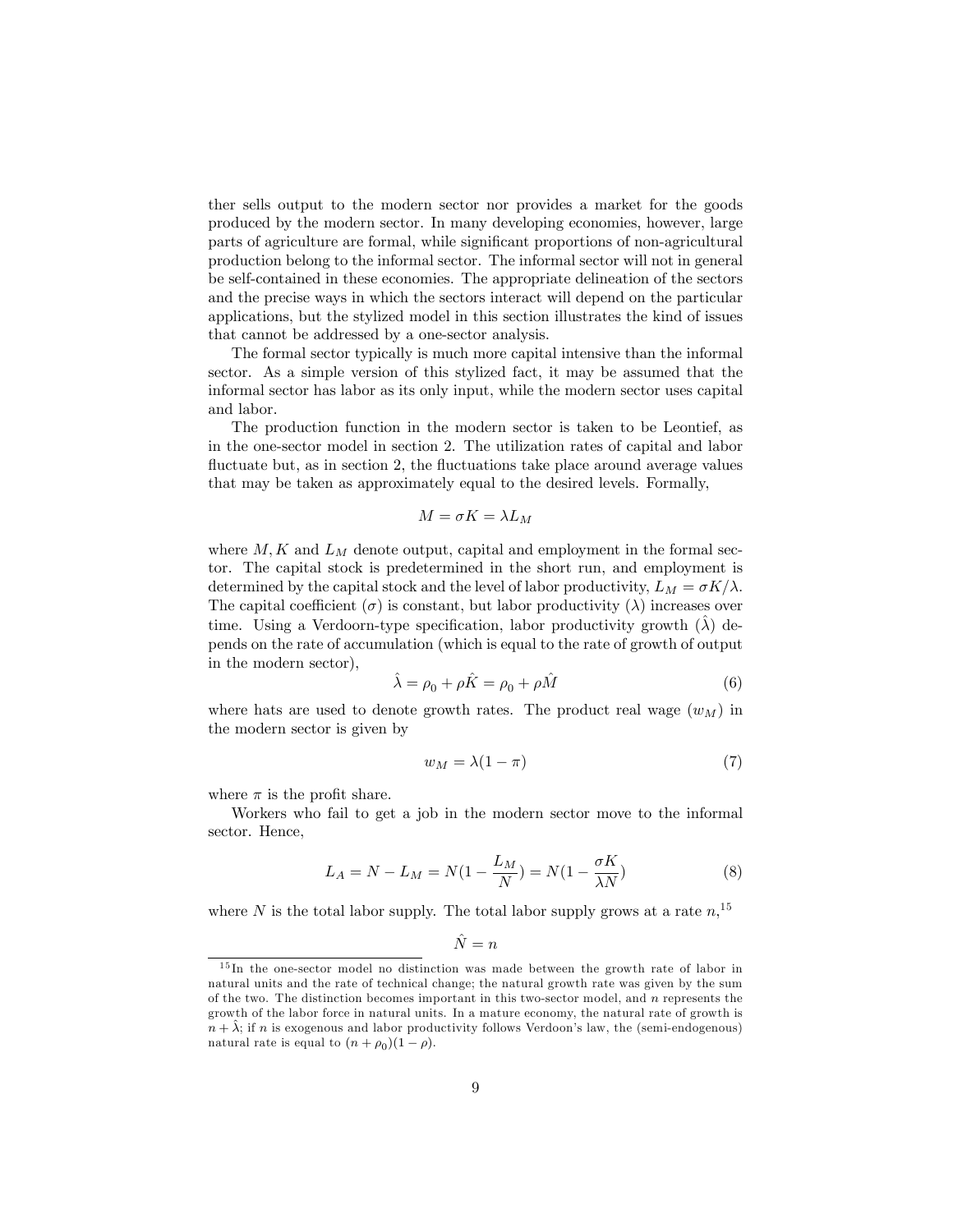ther sells output to the modern sector nor provides a market for the goods produced by the modern sector. In many developing economies, however, large parts of agriculture are formal, while significant proportions of non-agricultural production belong to the informal sector. The informal sector will not in general be self-contained in these economies. The appropriate delineation of the sectors and the precise ways in which the sectors interact will depend on the particular applications, but the stylized model in this section illustrates the kind of issues that cannot be addressed by a one-sector analysis.

The formal sector typically is much more capital intensive than the informal sector. As a simple version of this stylized fact, it may be assumed that the informal sector has labor as its only input, while the modern sector uses capital and labor.

The production function in the modern sector is taken to be Leontief, as in the one-sector model in section 2. The utilization rates of capital and labor fluctuate but, as in section 2, the fluctuations take place around average values that may be taken as approximately equal to the desired levels. Formally,

$$M = \sigma K = \lambda L_M$$

where $M, K$ and $L_M$ denote output, capital and employment in the formal sector. The capital stock is predetermined in the short run, and employment is determined by the capital stock and the level of labor productivity, $L_M = \sigma K/\lambda$. The capital coefficient ($\sigma$) is constant, but labor productivity ($\lambda$) increases over time. Using a Verdoorn-type specification, labor productivity growth ($\hat{\lambda}$) depends on the rate of accumulation (which is equal to the rate of growth of output in the modern sector),

$$\hat{\lambda} = \rho_0 + \rho\hat{K} = \rho_0 + \rho\hat{M} \tag{6}$$

where hats are used to denote growth rates. The product real wage ($w_M$) in the modern sector is given by

$$w_M = \lambda(1 - \pi) \tag{7}$$

where $\pi$ is the profit share.

Workers who fail to get a job in the modern sector move to the informal sector. Hence,

$$L_A = N - L_M = N\left(1 - \frac{L_M}{N}\right) = N\left(1 - \frac{\sigma K}{\lambda N}\right) \tag{8}$$

where $N$ is the total labor supply. The total labor supply grows at a rate $n$,[15]

$$\hat{N} = n$$

[15] In the one-sector model no distinction was made between the growth rate of labor in natural units and the rate of technical change; the natural growth rate was given by the sum of the two. The distinction becomes important in this two-sector model, and $n$ represents the growth of the labor force in natural units. In a mature economy, the natural rate of growth is $n + \hat{\lambda}$; if $n$ is exogenous and labor productivity follows Verdoon's law, the (semi-endogenous) natural rate is equal to $(n + \rho_0)(1 - \rho)$.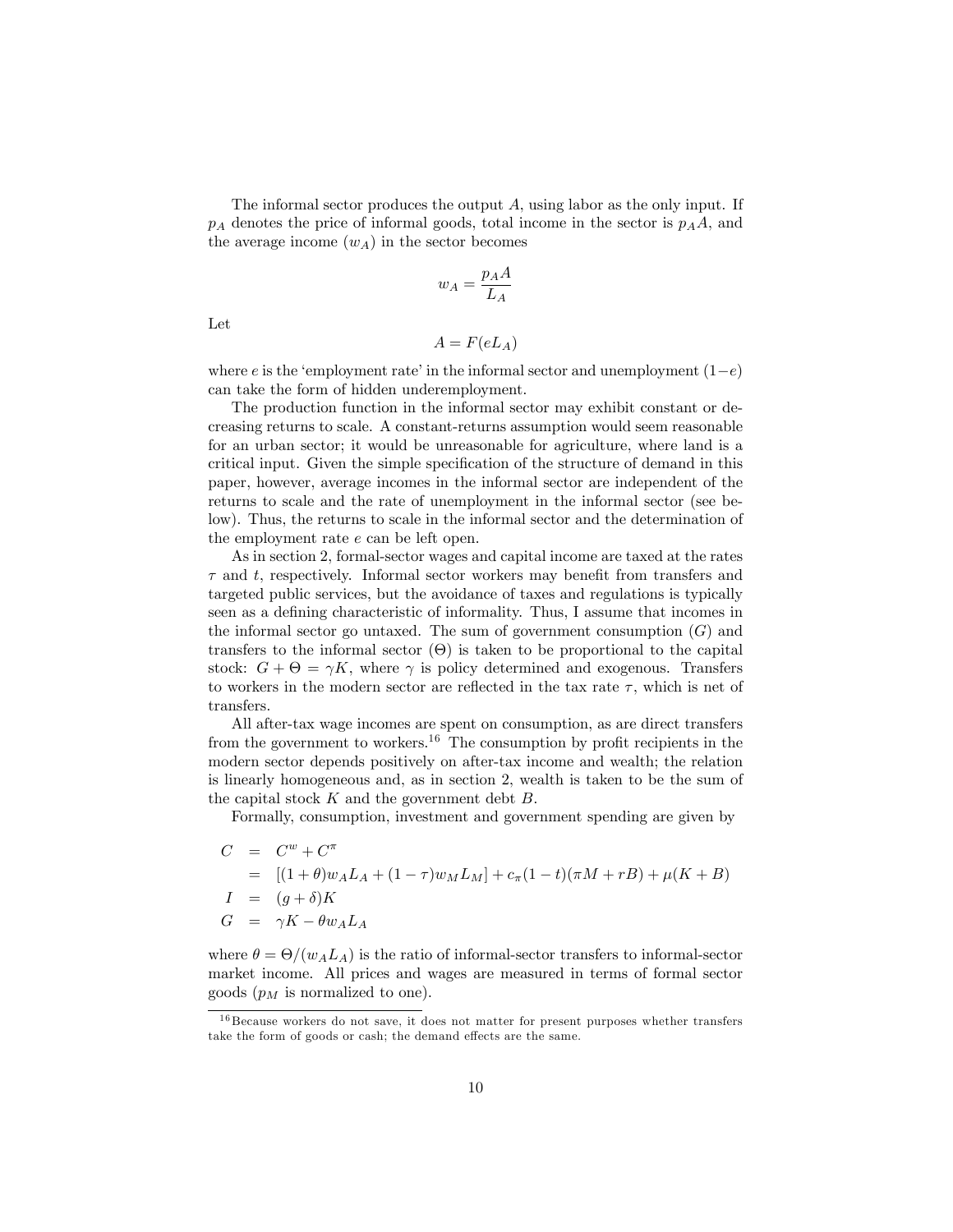The informal sector produces the output $A$, using labor as the only input. If $p_A$ denotes the price of informal goods, total income in the sector is $p_A A$, and the average income ($w_A$) in the sector becomes

$$w_A = \frac{p_A A}{L_A}$$

Let

$$A = F(eL_A)$$

where $e$ is the 'employment rate' in the informal sector and unemployment $(1-e)$ can take the form of hidden underemployment.

The production function in the informal sector may exhibit constant or decreasing returns to scale. A constant-returns assumption would seem reasonable for an urban sector; it would be unreasonable for agriculture, where land is a critical input. Given the simple specification of the structure of demand in this paper, however, average incomes in the informal sector are independent of the returns to scale and the rate of unemployment in the informal sector (see below). Thus, the returns to scale in the informal sector and the determination of the employment rate $e$ can be left open.

As in section 2, formal-sector wages and capital income are taxed at the rates $\tau$ and $t$, respectively. Informal sector workers may benefit from transfers and targeted public services, but the avoidance of taxes and regulations is typically seen as a defining characteristic of informality. Thus, I assume that incomes in the informal sector go untaxed. The sum of government consumption ($G$) and transfers to the informal sector ($\Theta$) is taken to be proportional to the capital stock: $G + \Theta = \gamma K$, where $\gamma$ is policy determined and exogenous. Transfers to workers in the modern sector are reflected in the tax rate $\tau$, which is net of transfers.

All after-tax wage incomes are spent on consumption, as are direct transfers from the government to workers.[16] The consumption by profit recipients in the modern sector depends positively on after-tax income and wealth; the relation is linearly homogeneous and, as in section 2, wealth is taken to be the sum of the capital stock $K$ and the government debt $B$.

Formally, consumption, investment and government spending are given by

$$\begin{aligned}
C &= C^w + C^\pi \\
&= [(1+\theta)w_A L_A + (1-\tau)w_M L_M] + c_\pi(1-t)(\pi M + rB) + \mu(K+B) \\
I &= (g+\delta)K \\
G &= \gamma K - \theta w_A L_A
\end{aligned}$$

where $\theta = \Theta/(w_A L_A)$ is the ratio of informal-sector transfers to informal-sector market income. All prices and wages are measured in terms of formal sector goods ($p_M$ is normalized to one).

[16] Because workers do not save, it does not matter for present purposes whether transfers take the form of goods or cash; the demand effects are the same.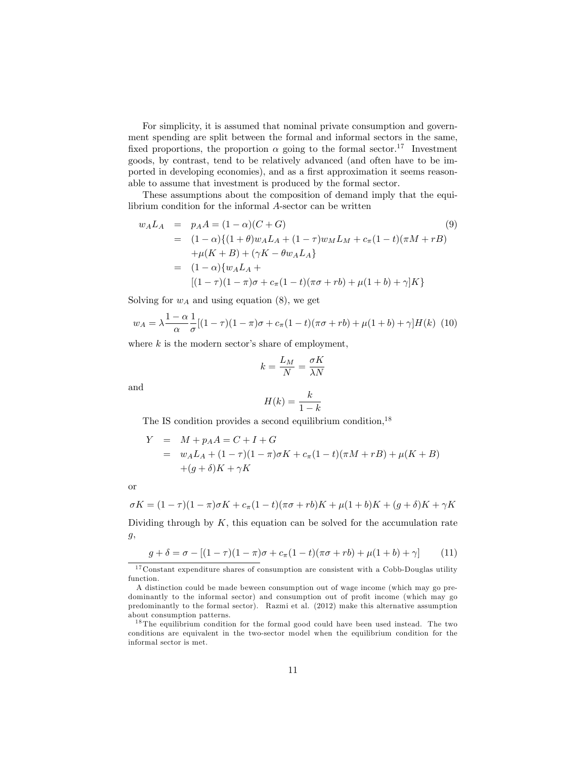For simplicity, it is assumed that nominal private consumption and government spending are split between the formal and informal sectors in the same, fixed proportions, the proportion $\alpha$ going to the formal sector.[17] Investment goods, by contrast, tend to be relatively advanced (and often have to be imported in developing economies), and as a first approximation it seems reasonable to assume that investment is produced by the formal sector.

These assumptions about the composition of demand imply that the equilibrium condition for the informal $A$-sector can be written

$$
\begin{aligned}
w_A L_A &= p_A A = (1-\alpha)(C+G) \qquad (9)\\
&= (1-\alpha)\{(1+\theta)w_A L_A + (1-\tau)w_M L_M + c_\pi(1-t)(\pi M + rB) \\
&\quad + \mu(K+B) + (\gamma K - \theta w_A L_A\} \\
&= (1-\alpha)\{w_A L_A + \\
&\quad [(1-\tau)(1-\pi)\sigma + c_\pi(1-t)(\pi\sigma + rb) + \mu(1+b) + \gamma]K\}
\end{aligned}
$$

Solving for $w_A$ and using equation (8), we get

$$
w_A = \lambda \frac{1-\alpha}{\alpha}\frac{1}{\sigma}[(1-\tau)(1-\pi)\sigma + c_\pi(1-t)(\pi\sigma + rb) + \mu(1+b) + \gamma]H(k) \quad (10)
$$

where $k$ is the modern sector's share of employment,

$$
k = \frac{L_M}{N} = \frac{\sigma K}{\lambda N}
$$

and

$$
H(k) = \frac{k}{1-k}
$$

The IS condition provides a second equilibrium condition,[18]

$$
\begin{aligned}
Y &= M + p_A A = C + I + G \\
&= w_A L_A + (1-\tau)(1-\pi)\sigma K + c_\pi(1-t)(\pi M + rB) + \mu(K+B) \\
&\quad + (g+\delta)K + \gamma K
\end{aligned}
$$

or

$$
\sigma K = (1-\tau)(1-\pi)\sigma K + c_\pi(1-t)(\pi\sigma + rb)K + \mu(1+b)K + (g+\delta)K + \gamma K
$$

Dividing through by $K$, this equation can be solved for the accumulation rate $g$,

$$
g + \delta = \sigma - [(1-\tau)(1-\pi)\sigma + c_\pi(1-t)(\pi\sigma + rb) + \mu(1+b) + \gamma] \quad (11)
$$

---

[17] Constant expenditure shares of consumption are consistent with a Cobb-Douglas utility function.

A distinction could be made beween consumption out of wage income (which may go predominantly to the informal sector) and consumption out of profit income (which may go predominantly to the formal sector). Razmi et al. (2012) make this alternative assumption about consumption patterns.

[18] The equilibrium condition for the formal good could have been used instead. The two conditions are equivalent in the two-sector model when the equilibrium condition for the informal sector is met.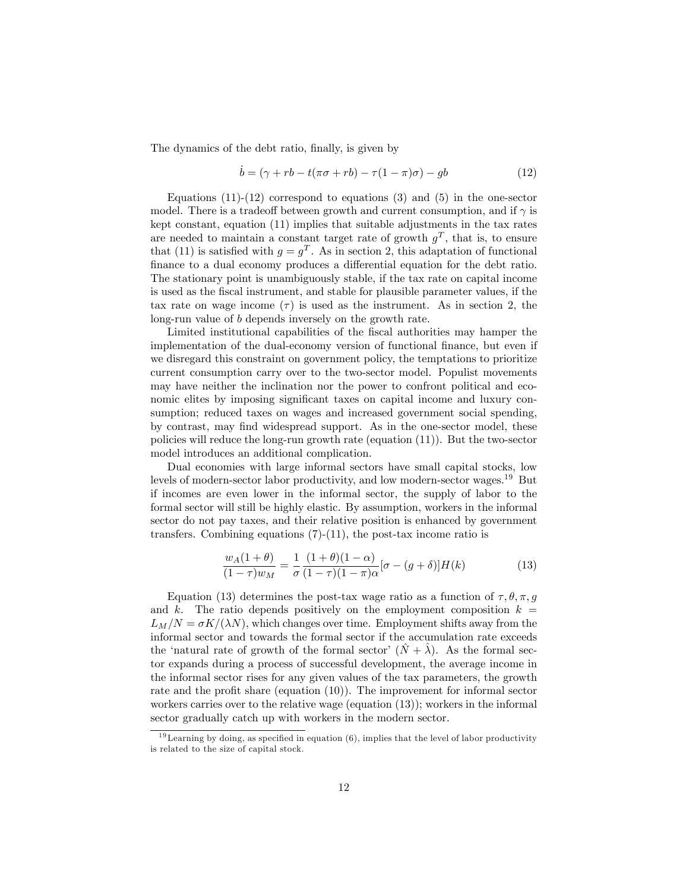The dynamics of the debt ratio, finally, is given by

$$\dot{b} = (\gamma + rb - t(\pi\sigma + rb) - \tau(1-\pi)\sigma) - gb \tag{12}$$

Equations (11)-(12) correspond to equations (3) and (5) in the one-sector model. There is a tradeoff between growth and current consumption, and if $\gamma$ is kept constant, equation (11) implies that suitable adjustments in the tax rates are needed to maintain a constant target rate of growth $g^T$, that is, to ensure that (11) is satisfied with $g = g^T$. As in section 2, this adaptation of functional finance to a dual economy produces a differential equation for the debt ratio. The stationary point is unambiguously stable, if the tax rate on capital income is used as the fiscal instrument, and stable for plausible parameter values, if the tax rate on wage income ($\tau$) is used as the instrument. As in section 2, the long-run value of $b$ depends inversely on the growth rate.

Limited institutional capabilities of the fiscal authorities may hamper the implementation of the dual-economy version of functional finance, but even if we disregard this constraint on government policy, the temptations to prioritize current consumption carry over to the two-sector model. Populist movements may have neither the inclination nor the power to confront political and economic elites by imposing significant taxes on capital income and luxury consumption; reduced taxes on wages and increased government social spending, by contrast, may find widespread support. As in the one-sector model, these policies will reduce the long-run growth rate (equation (11)). But the two-sector model introduces an additional complication.

Dual economies with large informal sectors have small capital stocks, low levels of modern-sector labor productivity, and low modern-sector wages.[19] But if incomes are even lower in the informal sector, the supply of labor to the formal sector will still be highly elastic. By assumption, workers in the informal sector do not pay taxes, and their relative position is enhanced by government transfers. Combining equations (7)-(11), the post-tax income ratio is

$$\frac{w_A(1+\theta)}{(1-\tau)w_M} = \frac{1}{\sigma}\frac{(1+\theta)(1-\alpha)}{(1-\tau)(1-\pi)\alpha}[\sigma - (g+\delta)]H(k) \tag{13}$$

Equation (13) determines the post-tax wage ratio as a function of $\tau, \theta, \pi, g$ and $k$. The ratio depends positively on the employment composition $k = L_M/N = \sigma K/(\lambda N)$, which changes over time. Employment shifts away from the informal sector and towards the formal sector if the accumulation rate exceeds the 'natural rate of growth of the formal sector' $(\hat{N} + \hat{\lambda})$. As the formal sector expands during a process of successful development, the average income in the informal sector rises for any given values of the tax parameters, the growth rate and the profit share (equation (10)). The improvement for informal sector workers carries over to the relative wage (equation (13)); workers in the informal sector gradually catch up with workers in the modern sector.

[19] Learning by doing, as specified in equation (6), implies that the level of labor productivity is related to the size of capital stock.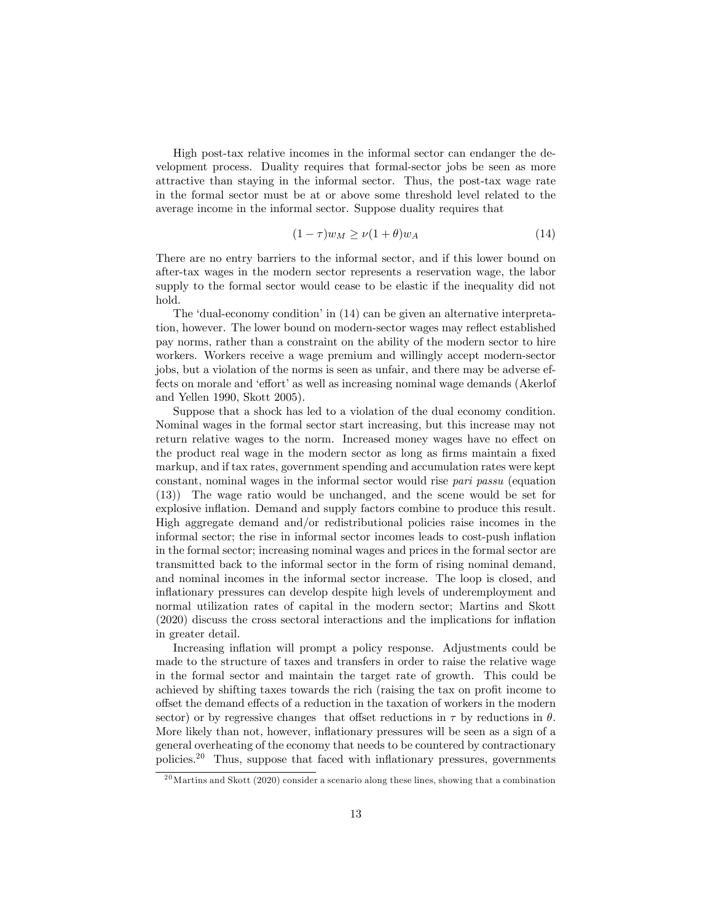High post-tax relative incomes in the informal sector can endanger the development process. Duality requires that formal-sector jobs be seen as more attractive than staying in the informal sector. Thus, the post-tax wage rate in the formal sector must be at or above some threshold level related to the average income in the informal sector. Suppose duality requires that

$$(1-\tau)w_M \geq \nu(1+\theta)w_A \tag{14}$$

There are no entry barriers to the informal sector, and if this lower bound on after-tax wages in the modern sector represents a reservation wage, the labor supply to the formal sector would cease to be elastic if the inequality did not hold.

The 'dual-economy condition' in (14) can be given an alternative interpretation, however. The lower bound on modern-sector wages may reflect established pay norms, rather than a constraint on the ability of the modern sector to hire workers. Workers receive a wage premium and willingly accept modern-sector jobs, but a violation of the norms is seen as unfair, and there may be adverse effects on morale and 'effort' as well as increasing nominal wage demands (Akerlof and Yellen 1990, Skott 2005).

Suppose that a shock has led to a violation of the dual economy condition. Nominal wages in the formal sector start increasing, but this increase may not return relative wages to the norm. Increased money wages have no effect on the product real wage in the modern sector as long as firms maintain a fixed markup, and if tax rates, government spending and accumulation rates were kept constant, nominal wages in the informal sector would rise *pari passu* (equation (13)) The wage ratio would be unchanged, and the scene would be set for explosive inflation. Demand and supply factors combine to produce this result. High aggregate demand and/or redistributional policies raise incomes in the informal sector; the rise in informal sector incomes leads to cost-push inflation in the formal sector; increasing nominal wages and prices in the formal sector are transmitted back to the informal sector in the form of rising nominal demand, and nominal incomes in the informal sector increase. The loop is closed, and inflationary pressures can develop despite high levels of underemployment and normal utilization rates of capital in the modern sector; Martins and Skott (2020) discuss the cross sectoral interactions and the implications for inflation in greater detail.

Increasing inflation will prompt a policy response. Adjustments could be made to the structure of taxes and transfers in order to raise the relative wage in the formal sector and maintain the target rate of growth. This could be achieved by shifting taxes towards the rich (raising the tax on profit income to offset the demand effects of a reduction in the taxation of workers in the modern sector) or by regressive changes that offset reductions in $\tau$ by reductions in $\theta$. More likely than not, however, inflationary pressures will be seen as a sign of a general overheating of the economy that needs to be countered by contractionary policies.[20] Thus, suppose that faced with inflationary pressures, governments

[20] Martins and Skott (2020) consider a scenario along these lines, showing that a combination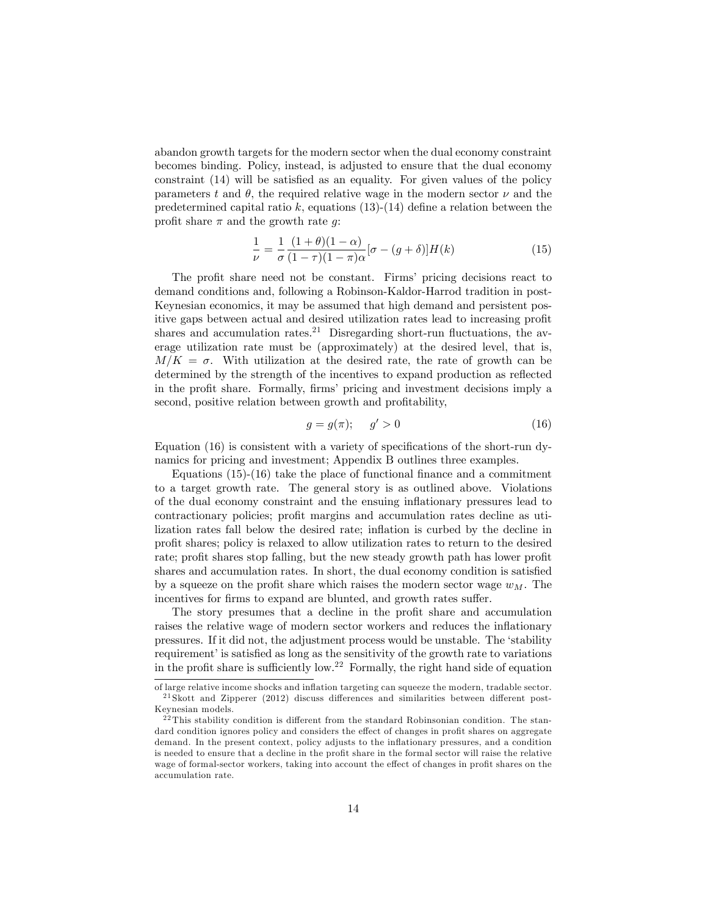abandon growth targets for the modern sector when the dual economy constraint becomes binding. Policy, instead, is adjusted to ensure that the dual economy constraint (14) will be satisfied as an equality. For given values of the policy parameters $t$ and $\theta$, the required relative wage in the modern sector $\nu$ and the predetermined capital ratio $k$, equations (13)-(14) define a relation between the profit share $\pi$ and the growth rate $g$:

$$\frac{1}{\nu} = \frac{1}{\sigma}\frac{(1+\theta)(1-\alpha)}{(1-\tau)(1-\pi)\alpha}[\sigma - (g+\delta)]H(k) \tag{15}$$

The profit share need not be constant. Firms' pricing decisions react to demand conditions and, following a Robinson-Kaldor-Harrod tradition in post-Keynesian economics, it may be assumed that high demand and persistent positive gaps between actual and desired utilization rates lead to increasing profit shares and accumulation rates.[21] Disregarding short-run fluctuations, the average utilization rate must be (approximately) at the desired level, that is, $M/K = \sigma$. With utilization at the desired rate, the rate of growth can be determined by the strength of the incentives to expand production as reflected in the profit share. Formally, firms' pricing and investment decisions imply a second, positive relation between growth and profitability,

$$g = g(\pi); \quad g' > 0 \tag{16}$$

Equation (16) is consistent with a variety of specifications of the short-run dynamics for pricing and investment; Appendix B outlines three examples.

Equations (15)-(16) take the place of functional finance and a commitment to a target growth rate. The general story is as outlined above. Violations of the dual economy constraint and the ensuing inflationary pressures lead to contractionary policies; profit margins and accumulation rates decline as utilization rates fall below the desired rate; inflation is curbed by the decline in profit shares; policy is relaxed to allow utilization rates to return to the desired rate; profit shares stop falling, but the new steady growth path has lower profit shares and accumulation rates. In short, the dual economy condition is satisfied by a squeeze on the profit share which raises the modern sector wage $w_M$. The incentives for firms to expand are blunted, and growth rates suffer.

The story presumes that a decline in the profit share and accumulation raises the relative wage of modern sector workers and reduces the inflationary pressures. If it did not, the adjustment process would be unstable. The 'stability requirement' is satisfied as long as the sensitivity of the growth rate to variations in the profit share is sufficiently low.[22] Formally, the right hand side of equation

---

of large relative income shocks and inflation targeting can squeeze the modern, tradable sector.

[21] Skott and Zipperer (2012) discuss differences and similarities between different post-Keynesian models.

[22] This stability condition is different from the standard Robinsonian condition. The standard condition ignores policy and considers the effect of changes in profit shares on aggregate demand. In the present context, policy adjusts to the inflationary pressures, and a condition is needed to ensure that a decline in the profit share in the formal sector will raise the relative wage of formal-sector workers, taking into account the effect of changes in profit shares on the accumulation rate.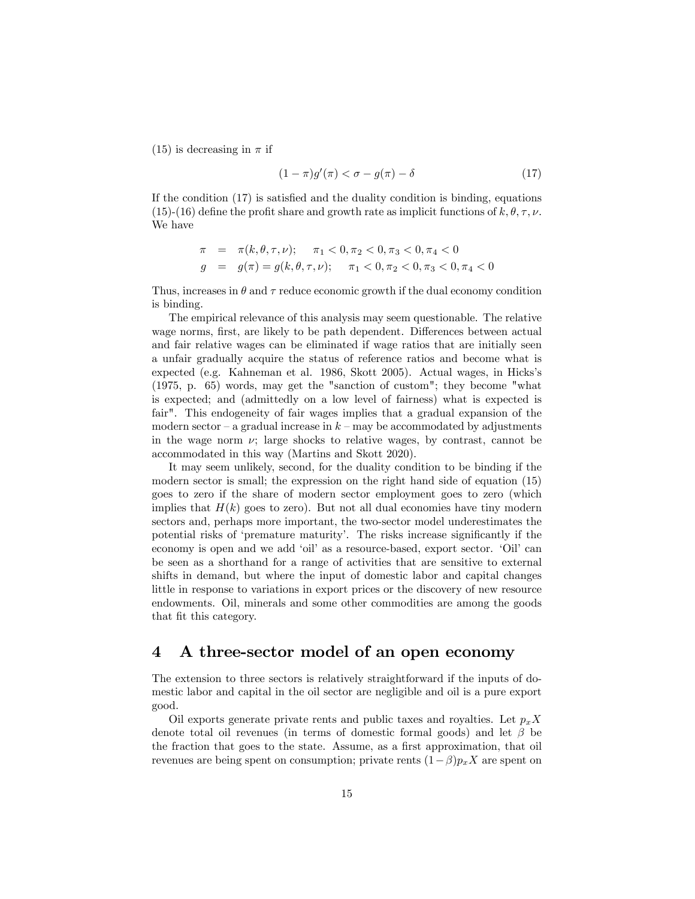(15) is decreasing in $\pi$ if

$$(1-\pi)g'(\pi) < \sigma - g(\pi) - \delta \tag{17}$$

If the condition (17) is satisfied and the duality condition is binding, equations (15)-(16) define the profit share and growth rate as implicit functions of $k, \theta, \tau, \nu$. We have

$$\begin{aligned}
\pi &= \pi(k, \theta, \tau, \nu); \quad \pi_1 < 0, \pi_2 < 0, \pi_3 < 0, \pi_4 < 0 \\
g &= g(\pi) = g(k, \theta, \tau, \nu); \quad \pi_1 < 0, \pi_2 < 0, \pi_3 < 0, \pi_4 < 0
\end{aligned}$$

Thus, increases in $\theta$ and $\tau$ reduce economic growth if the dual economy condition is binding.

The empirical relevance of this analysis may seem questionable. The relative wage norms, first, are likely to be path dependent. Differences between actual and fair relative wages can be eliminated if wage ratios that are initially seen a unfair gradually acquire the status of reference ratios and become what is expected (e.g. Kahneman et al. 1986, Skott 2005). Actual wages, in Hicks's (1975, p. 65) words, may get the "sanction of custom"; they become "what is expected; and (admittedly on a low level of fairness) what is expected is fair". This endogeneity of fair wages implies that a gradual expansion of the modern sector – a gradual increase in $k$ – may be accommodated by adjustments in the wage norm $\nu$; large shocks to relative wages, by contrast, cannot be accommodated in this way (Martins and Skott 2020).

It may seem unlikely, second, for the duality condition to be binding if the modern sector is small; the expression on the right hand side of equation (15) goes to zero if the share of modern sector employment goes to zero (which implies that $H(k)$ goes to zero). But not all dual economies have tiny modern sectors and, perhaps more important, the two-sector model underestimates the potential risks of 'premature maturity'. The risks increase significantly if the economy is open and we add 'oil' as a resource-based, export sector. 'Oil' can be seen as a shorthand for a range of activities that are sensitive to external shifts in demand, but where the input of domestic labor and capital changes little in response to variations in export prices or the discovery of new resource endowments. Oil, minerals and some other commodities are among the goods that fit this category.

# 4 A three-sector model of an open economy

The extension to three sectors is relatively straightforward if the inputs of domestic labor and capital in the oil sector are negligible and oil is a pure export good.

Oil exports generate private rents and public taxes and royalties. Let $p_x X$ denote total oil revenues (in terms of domestic formal goods) and let $\beta$ be the fraction that goes to the state. Assume, as a first approximation, that oil revenues are being spent on consumption; private rents $(1-\beta)p_x X$ are spent on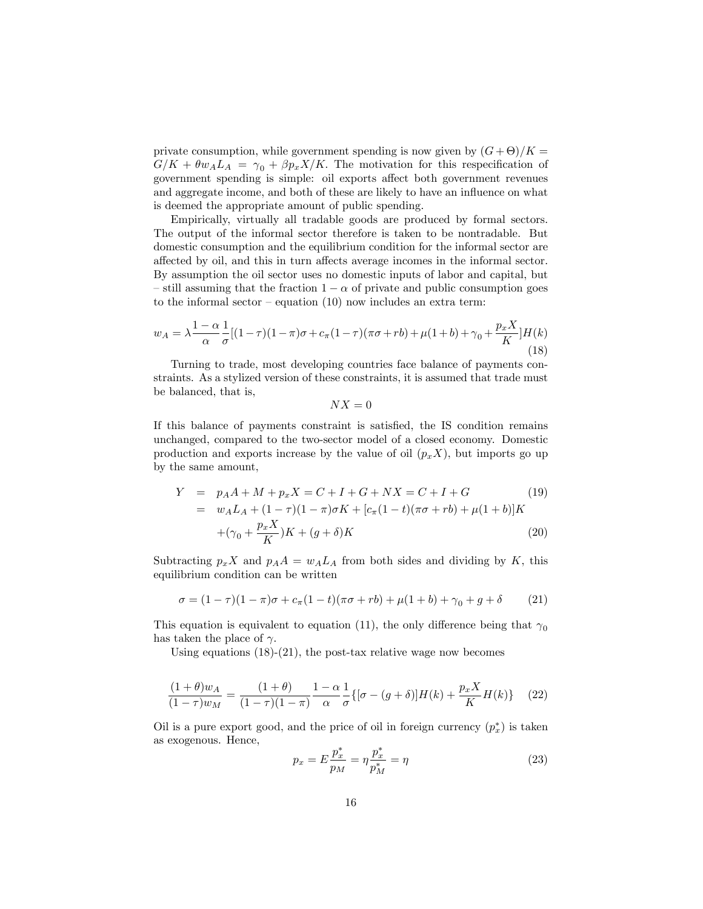private consumption, while government spending is now given by $(G+\Theta)/K = G/K + \theta w_A L_A = \gamma_0 + \beta p_x X/K$. The motivation for this respecification of government spending is simple: oil exports affect both government revenues and aggregate income, and both of these are likely to have an influence on what is deemed the appropriate amount of public spending.

Empirically, virtually all tradable goods are produced by formal sectors. The output of the informal sector therefore is taken to be nontradable. But domestic consumption and the equilibrium condition for the informal sector are affected by oil, and this in turn affects average incomes in the informal sector. By assumption the oil sector uses no domestic inputs of labor and capital, but – still assuming that the fraction $1-\alpha$ of private and public consumption goes to the informal sector – equation (10) now includes an extra term:

$$w_A = \lambda \frac{1-\alpha}{\alpha}\frac{1}{\sigma}[(1-\tau)(1-\pi)\sigma + c_\pi(1-\tau)(\pi\sigma + rb) + \mu(1+b) + \gamma_0 + \frac{p_x X}{K}]H(k) \tag{18}$$

Turning to trade, most developing countries face balance of payments constraints. As a stylized version of these constraints, it is assumed that trade must be balanced, that is,

$$NX = 0$$

If this balance of payments constraint is satisfied, the IS condition remains unchanged, compared to the two-sector model of a closed economy. Domestic production and exports increase by the value of oil ($p_x X$), but imports go up by the same amount,

$$\begin{aligned} Y &= p_A A + M + p_x X = C + I + G + NX = C + I + G \qquad (19)\\ &= w_A L_A + (1-\tau)(1-\pi)\sigma K + [c_\pi(1-t)(\pi\sigma + rb) + \mu(1+b)]K \\ &\quad + (\gamma_0 + \frac{p_x X}{K})K + (g+\delta)K \qquad (20) \end{aligned}$$

Subtracting $p_x X$ and $p_A A = w_A L_A$ from both sides and dividing by $K$, this equilibrium condition can be written

$$\sigma = (1-\tau)(1-\pi)\sigma + c_\pi(1-t)(\pi\sigma + rb) + \mu(1+b) + \gamma_0 + g + \delta \tag{21}$$

This equation is equivalent to equation (11), the only difference being that $\gamma_0$ has taken the place of $\gamma$.

Using equations (18)-(21), the post-tax relative wage now becomes

$$\frac{(1+\theta)w_A}{(1-\tau)w_M} = \frac{(1+\theta)}{(1-\tau)(1-\pi)}\frac{1-\alpha}{\alpha}\frac{1}{\sigma}\{[\sigma - (g+\delta)]H(k) + \frac{p_x X}{K}H(k)\} \tag{22}$$

Oil is a pure export good, and the price of oil in foreign currency ($p_x^*$) is taken as exogenous. Hence,

$$p_x = E\frac{p_x^*}{p_M} = \eta\frac{p_x^*}{p_M^*} = \eta \tag{23}$$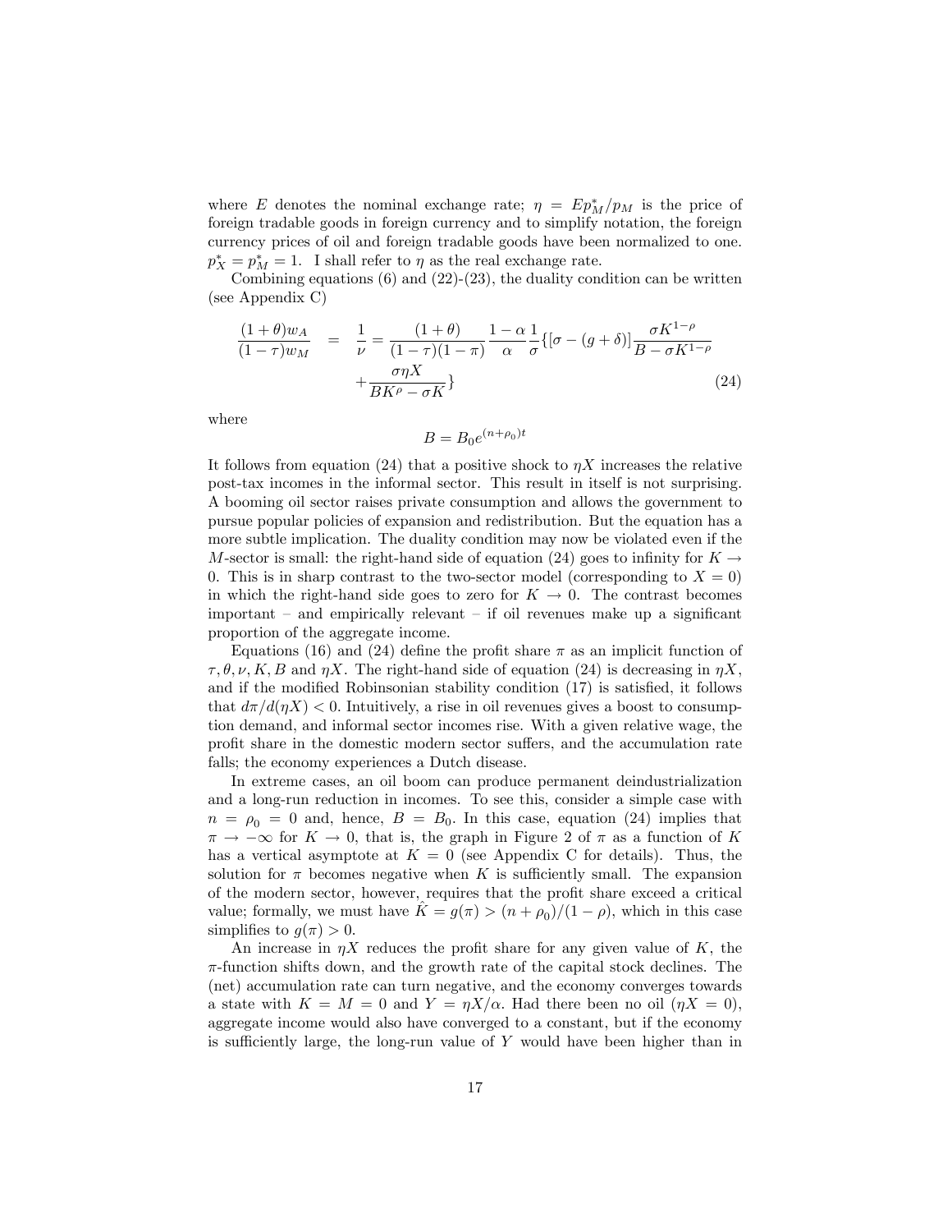where $E$ denotes the nominal exchange rate; $\eta = Ep_M^*/p_M$ is the price of foreign tradable goods in foreign currency and to simplify notation, the foreign currency prices of oil and foreign tradable goods have been normalized to one. $p_X^* = p_M^* = 1$. I shall refer to $\eta$ as the real exchange rate.

Combining equations (6) and (22)-(23), the duality condition can be written (see Appendix C)

$$\frac{(1+\theta)w_A}{(1-\tau)w_M} = \frac{1}{\nu} = \frac{(1+\theta)}{(1-\tau)(1-\pi)}\frac{1-\alpha}{\alpha}\frac{1}{\sigma}\{[\sigma-(g+\delta)]\frac{\sigma K^{1-\rho}}{B-\sigma K^{1-\rho}} + \frac{\sigma\eta X}{BK^{\rho}-\sigma K}\} \tag{24}$$

where

$$B = B_0 e^{(n+\rho_0)t}$$

It follows from equation (24) that a positive shock to $\eta X$ increases the relative post-tax incomes in the informal sector. This result in itself is not surprising. A booming oil sector raises private consumption and allows the government to pursue popular policies of expansion and redistribution. But the equation has a more subtle implication. The duality condition may now be violated even if the $M$-sector is small: the right-hand side of equation (24) goes to infinity for $K \to 0$. This is in sharp contrast to the two-sector model (corresponding to $X = 0$) in which the right-hand side goes to zero for $K \to 0$. The contrast becomes important – and empirically relevant – if oil revenues make up a significant proportion of the aggregate income.

Equations (16) and (24) define the profit share $\pi$ as an implicit function of $\tau, \theta, \nu, K, B$ and $\eta X$. The right-hand side of equation (24) is decreasing in $\eta X$, and if the modified Robinsonian stability condition (17) is satisfied, it follows that $d\pi/d(\eta X) < 0$. Intuitively, a rise in oil revenues gives a boost to consumption demand, and informal sector incomes rise. With a given relative wage, the profit share in the domestic modern sector suffers, and the accumulation rate falls; the economy experiences a Dutch disease.

In extreme cases, an oil boom can produce permanent deindustrialization and a long-run reduction in incomes. To see this, consider a simple case with $n = \rho_0 = 0$ and, hence, $B = B_0$. In this case, equation (24) implies that $\pi \to -\infty$ for $K \to 0$, that is, the graph in Figure 2 of $\pi$ as a function of $K$ has a vertical asymptote at $K = 0$ (see Appendix C for details). Thus, the solution for $\pi$ becomes negative when $K$ is sufficiently small. The expansion of the modern sector, however, requires that the profit share exceed a critical value; formally, we must have $\hat{K} = g(\pi) > (n+\rho_0)/(1-\rho)$, which in this case simplifies to $g(\pi) > 0$.

An increase in $\eta X$ reduces the profit share for any given value of $K$, the $\pi$-function shifts down, and the growth rate of the capital stock declines. The (net) accumulation rate can turn negative, and the economy converges towards a state with $K = M = 0$ and $Y = \eta X/\alpha$. Had there been no oil ($\eta X = 0$), aggregate income would also have converged to a constant, but if the economy is sufficiently large, the long-run value of $Y$ would have been higher than in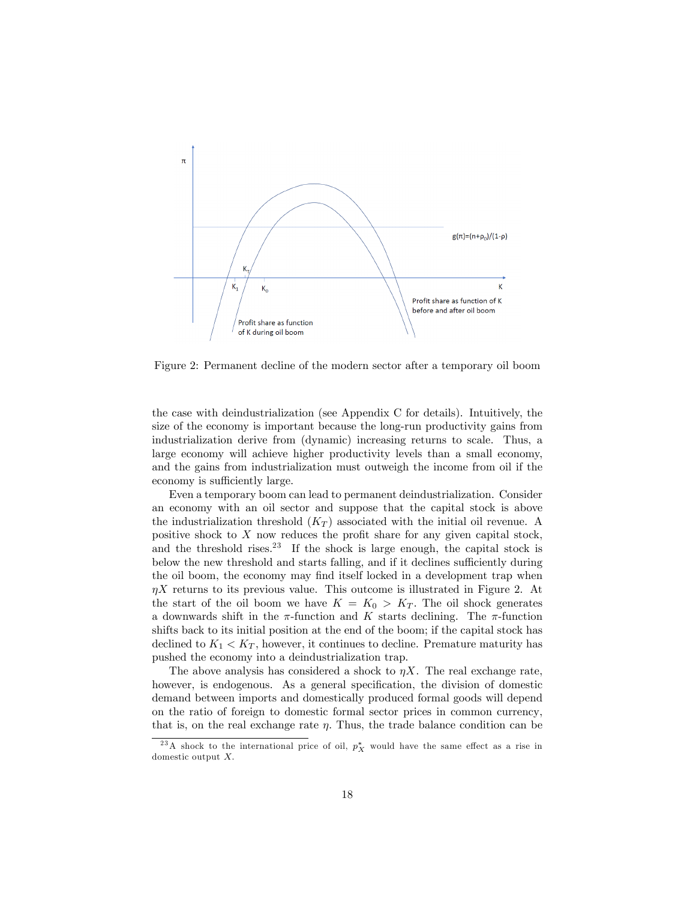Figure 2: Permanent decline of the modern sector after a temporary oil boom

the case with deindustrialization (see Appendix C for details). Intuitively, the size of the economy is important because the long-run productivity gains from industrialization derive from (dynamic) increasing returns to scale. Thus, a large economy will achieve higher productivity levels than a small economy, and the gains from industrialization must outweigh the income from oil if the economy is sufficiently large.

Even a temporary boom can lead to permanent deindustrialization. Consider an economy with an oil sector and suppose that the capital stock is above the industrialization threshold ($K_T$) associated with the initial oil revenue. A positive shock to $X$ now reduces the profit share for any given capital stock, and the threshold rises.[23] If the shock is large enough, the capital stock is below the new threshold and starts falling, and if it declines sufficiently during the oil boom, the economy may find itself locked in a development trap when $\eta X$ returns to its previous value. This outcome is illustrated in Figure 2. At the start of the oil boom we have $K = K_0 > K_T$. The oil shock generates a downwards shift in the $\pi$-function and $K$ starts declining. The $\pi$-function shifts back to its initial position at the end of the boom; if the capital stock has declined to $K_1 < K_T$, however, it continues to decline. Premature maturity has pushed the economy into a deindustrialization trap.

The above analysis has considered a shock to $\eta X$. The real exchange rate, however, is endogenous. As a general specification, the division of domestic demand between imports and domestically produced formal goods will depend on the ratio of foreign to domestic formal sector prices in common currency, that is, on the real exchange rate $\eta$. Thus, the trade balance condition can be

[23] A shock to the international price of oil, $p_X^*$ would have the same effect as a rise in domestic output $X$.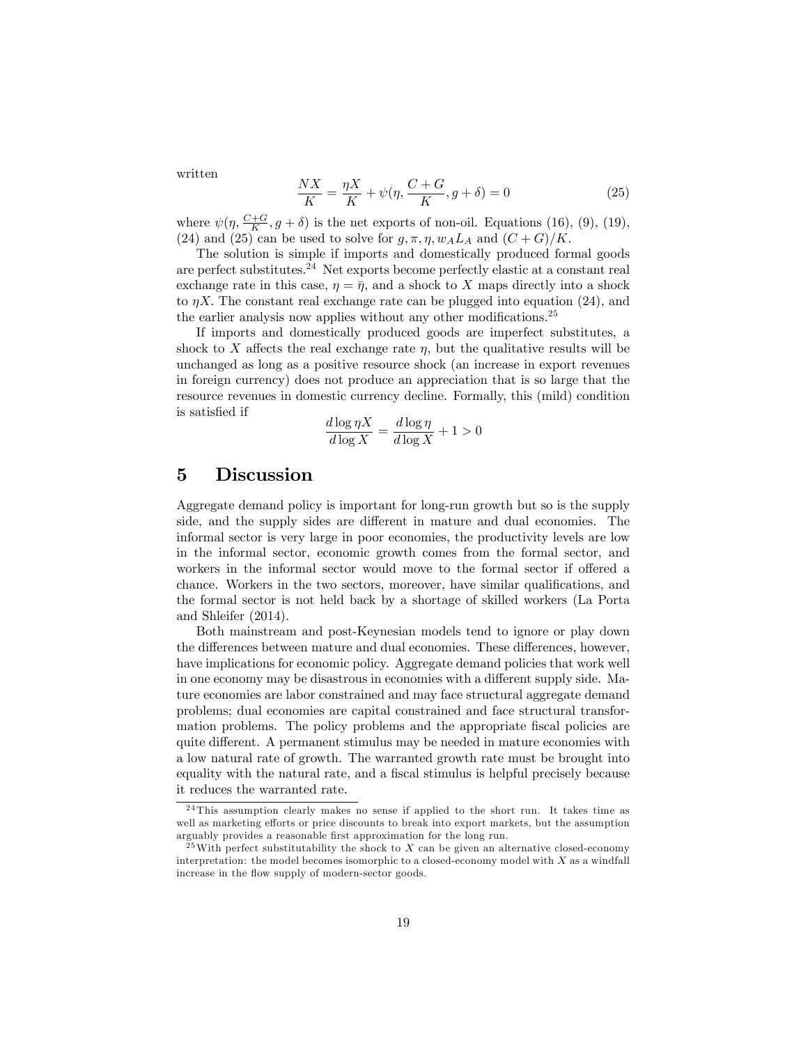written

$$\frac{NX}{K} = \frac{\eta X}{K} + \psi(\eta, \frac{C+G}{K}, g+\delta) = 0 \tag{25}$$

where $\psi(\eta, \frac{C+G}{K}, g+\delta)$ is the net exports of non-oil. Equations (16), (9), (19), (24) and (25) can be used to solve for $g, \pi, \eta, w_A L_A$ and $(C+G)/K$.

The solution is simple if imports and domestically produced formal goods are perfect substitutes.[24] Net exports become perfectly elastic at a constant real exchange rate in this case, $\eta = \bar{\eta}$, and a shock to $X$ maps directly into a shock to $\eta X$. The constant real exchange rate can be plugged into equation (24), and the earlier analysis now applies without any other modifications.[25]

If imports and domestically produced goods are imperfect substitutes, a shock to $X$ affects the real exchange rate $\eta$, but the qualitative results will be unchanged as long as a positive resource shock (an increase in export revenues in foreign currency) does not produce an appreciation that is so large that the resource revenues in domestic currency decline. Formally, this (mild) condition is satisfied if

$$\frac{d \log \eta X}{d \log X} = \frac{d \log \eta}{d \log X} + 1 > 0$$

# 5 Discussion

Aggregate demand policy is important for long-run growth but so is the supply side, and the supply sides are different in mature and dual economies. The informal sector is very large in poor economies, the productivity levels are low in the informal sector, economic growth comes from the formal sector, and workers in the informal sector would move to the formal sector if offered a chance. Workers in the two sectors, moreover, have similar qualifications, and the formal sector is not held back by a shortage of skilled workers (La Porta and Shleifer (2014).

Both mainstream and post-Keynesian models tend to ignore or play down the differences between mature and dual economies. These differences, however, have implications for economic policy. Aggregate demand policies that work well in one economy may be disastrous in economies with a different supply side. Mature economies are labor constrained and may face structural aggregate demand problems; dual economies are capital constrained and face structural transformation problems. The policy problems and the appropriate fiscal policies are quite different. A permanent stimulus may be needed in mature economies with a low natural rate of growth. The warranted growth rate must be brought into equality with the natural rate, and a fiscal stimulus is helpful precisely because it reduces the warranted rate.

[24] This assumption clearly makes no sense if applied to the short run. It takes time as well as marketing efforts or price discounts to break into export markets, but the assumption arguably provides a reasonable first approximation for the long run.

[25] With perfect substitutability the shock to $X$ can be given an alternative closed-economy interpretation: the model becomes isomorphic to a closed-economy model with $X$ as a windfall increase in the flow supply of modern-sector goods.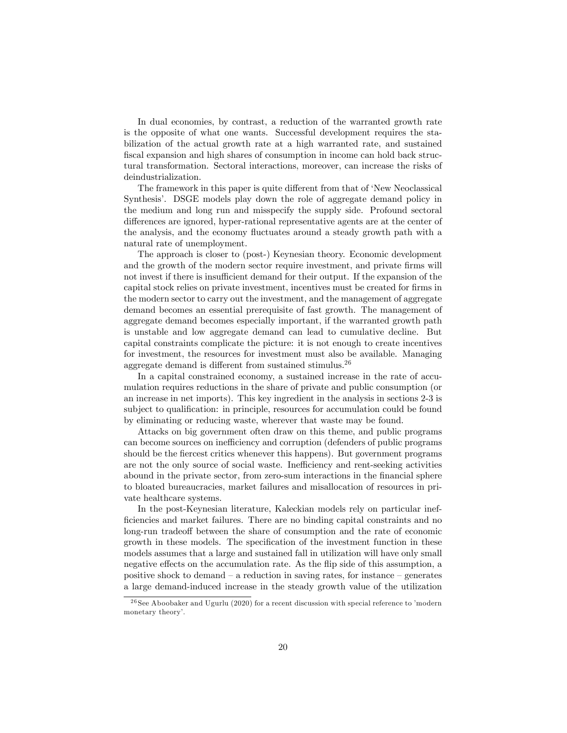In dual economies, by contrast, a reduction of the warranted growth rate is the opposite of what one wants. Successful development requires the stabilization of the actual growth rate at a high warranted rate, and sustained fiscal expansion and high shares of consumption in income can hold back structural transformation. Sectoral interactions, moreover, can increase the risks of deindustrialization.

The framework in this paper is quite different from that of 'New Neoclassical Synthesis'. DSGE models play down the role of aggregate demand policy in the medium and long run and misspecify the supply side. Profound sectoral differences are ignored, hyper-rational representative agents are at the center of the analysis, and the economy fluctuates around a steady growth path with a natural rate of unemployment.

The approach is closer to (post-) Keynesian theory. Economic development and the growth of the modern sector require investment, and private firms will not invest if there is insufficient demand for their output. If the expansion of the capital stock relies on private investment, incentives must be created for firms in the modern sector to carry out the investment, and the management of aggregate demand becomes an essential prerequisite of fast growth. The management of aggregate demand becomes especially important, if the warranted growth path is unstable and low aggregate demand can lead to cumulative decline. But capital constraints complicate the picture: it is not enough to create incentives for investment, the resources for investment must also be available. Managing aggregate demand is different from sustained stimulus.[26]

In a capital constrained economy, a sustained increase in the rate of accumulation requires reductions in the share of private and public consumption (or an increase in net imports). This key ingredient in the analysis in sections 2-3 is subject to qualification: in principle, resources for accumulation could be found by eliminating or reducing waste, wherever that waste may be found.

Attacks on big government often draw on this theme, and public programs can become sources on inefficiency and corruption (defenders of public programs should be the fiercest critics whenever this happens). But government programs are not the only source of social waste. Inefficiency and rent-seeking activities abound in the private sector, from zero-sum interactions in the financial sphere to bloated bureaucracies, market failures and misallocation of resources in private healthcare systems.

In the post-Keynesian literature, Kaleckian models rely on particular inefficiencies and market failures. There are no binding capital constraints and no long-run tradeoff between the share of consumption and the rate of economic growth in these models. The specification of the investment function in these models assumes that a large and sustained fall in utilization will have only small negative effects on the accumulation rate. As the flip side of this assumption, a positive shock to demand – a reduction in saving rates, for instance – generates a large demand-induced increase in the steady growth value of the utilization

[26] See Aboobaker and Ugurlu (2020) for a recent discussion with special reference to 'modern monetary theory'.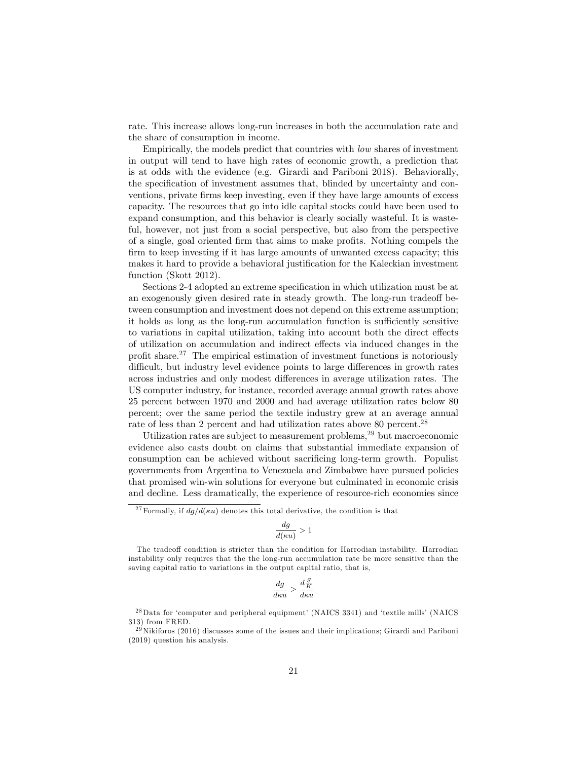rate. This increase allows long-run increases in both the accumulation rate and the share of consumption in income.

Empirically, the models predict that countries with *low* shares of investment in output will tend to have high rates of economic growth, a prediction that is at odds with the evidence (e.g. Girardi and Pariboni 2018). Behaviorally, the specification of investment assumes that, blinded by uncertainty and conventions, private firms keep investing, even if they have large amounts of excess capacity. The resources that go into idle capital stocks could have been used to expand consumption, and this behavior is clearly socially wasteful. It is wasteful, however, not just from a social perspective, but also from the perspective of a single, goal oriented firm that aims to make profits. Nothing compels the firm to keep investing if it has large amounts of unwanted excess capacity; this makes it hard to provide a behavioral justification for the Kaleckian investment function (Skott 2012).

Sections 2-4 adopted an extreme specification in which utilization must be at an exogenously given desired rate in steady growth. The long-run tradeoff between consumption and investment does not depend on this extreme assumption; it holds as long as the long-run accumulation function is sufficiently sensitive to variations in capital utilization, taking into account both the direct effects of utilization on accumulation and indirect effects via induced changes in the profit share.[27] The empirical estimation of investment functions is notoriously difficult, but industry level evidence points to large differences in growth rates across industries and only modest differences in average utilization rates. The US computer industry, for instance, recorded average annual growth rates above 25 percent between 1970 and 2000 and had average utilization rates below 80 percent; over the same period the textile industry grew at an average annual rate of less than 2 percent and had utilization rates above 80 percent.[28]

Utilization rates are subject to measurement problems,[29] but macroeconomic evidence also casts doubt on claims that substantial immediate expansion of consumption can be achieved without sacrificing long-term growth. Populist governments from Argentina to Venezuela and Zimbabwe have pursued policies that promised win-win solutions for everyone but culminated in economic crisis and decline. Less dramatically, the experience of resource-rich economies since

---

[27] Formally, if $dg/d(\kappa u)$ denotes this total derivative, the condition is that

$$\frac{dg}{d(\kappa u)} > 1$$

The tradeoff condition is stricter than the condition for Harrodian instability. Harrodian instability only requires that the the long-run accumulation rate be more sensitive than the saving capital ratio to variations in the output capital ratio, that is,

$$\frac{dg}{d\kappa u} > \frac{d\frac{S}{K}}{d\kappa u}$$

[28] Data for 'computer and peripheral equipment' (NAICS 3341) and 'textile mills' (NAICS 313) from FRED.

[29] Nikiforos (2016) discusses some of the issues and their implications; Girardi and Pariboni (2019) question his analysis.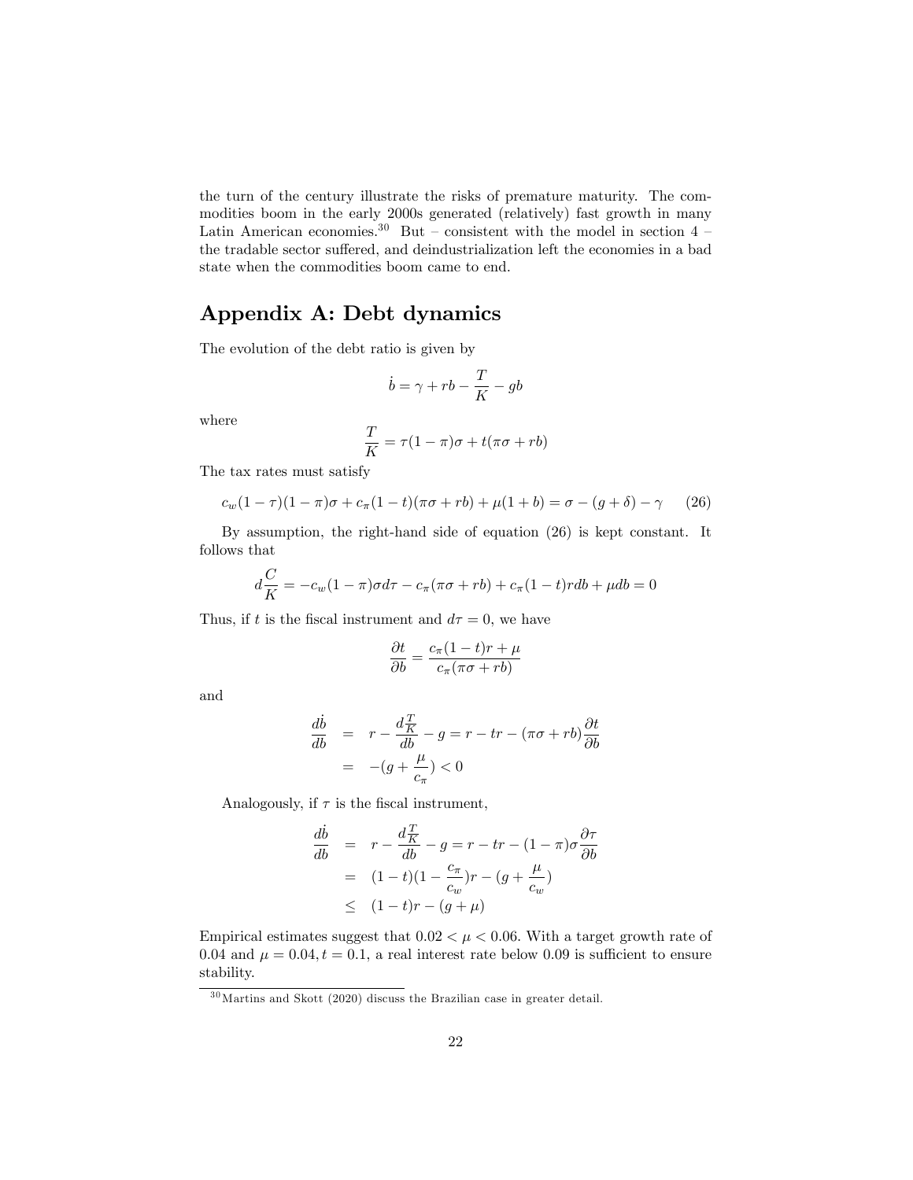the turn of the century illustrate the risks of premature maturity. The commodities boom in the early 2000s generated (relatively) fast growth in many Latin American economies.[30] But – consistent with the model in section 4 – the tradable sector suffered, and deindustrialization left the economies in a bad state when the commodities boom came to end.

## Appendix A: Debt dynamics

The evolution of the debt ratio is given by

$$\dot{b} = \gamma + rb - \frac{T}{K} - gb$$

where

$$\frac{T}{K} = \tau(1-\pi)\sigma + t(\pi\sigma + rb)$$

The tax rates must satisfy

$$c_w(1-\tau)(1-\pi)\sigma + c_\pi(1-t)(\pi\sigma + rb) + \mu(1+b) = \sigma - (g+\delta) - \gamma \tag{26}$$

By assumption, the right-hand side of equation (26) is kept constant. It follows that

$$d\frac{C}{K} = -c_w(1-\pi)\sigma d\tau - c_\pi(\pi\sigma + rb) + c_\pi(1-t)rdb + \mu db = 0$$

Thus, if $t$ is the fiscal instrument and $d\tau = 0$, we have

$$\frac{\partial t}{\partial b} = \frac{c_\pi(1-t)r + \mu}{c_\pi(\pi\sigma + rb)}$$

and

$$\begin{aligned}
\frac{d\dot{b}}{db} &= r - \frac{d\frac{T}{K}}{db} - g = r - tr - (\pi\sigma + rb)\frac{\partial t}{\partial b} \\
&= -(g + \frac{\mu}{c_\pi}) < 0
\end{aligned}$$

Analogously, if $\tau$ is the fiscal instrument,

$$\begin{aligned}
\frac{d\dot{b}}{db} &= r - \frac{d\frac{T}{K}}{db} - g = r - tr - (1-\pi)\sigma\frac{\partial \tau}{\partial b} \\
&= (1-t)(1 - \frac{c_\pi}{c_w})r - (g + \frac{\mu}{c_w}) \\
&\leq (1-t)r - (g + \mu)
\end{aligned}$$

Empirical estimates suggest that $0.02 < \mu < 0.06$. With a target growth rate of 0.04 and $\mu = 0.04, t = 0.1$, a real interest rate below 0.09 is sufficient to ensure stability.

[30] Martins and Skott (2020) discuss the Brazilian case in greater detail.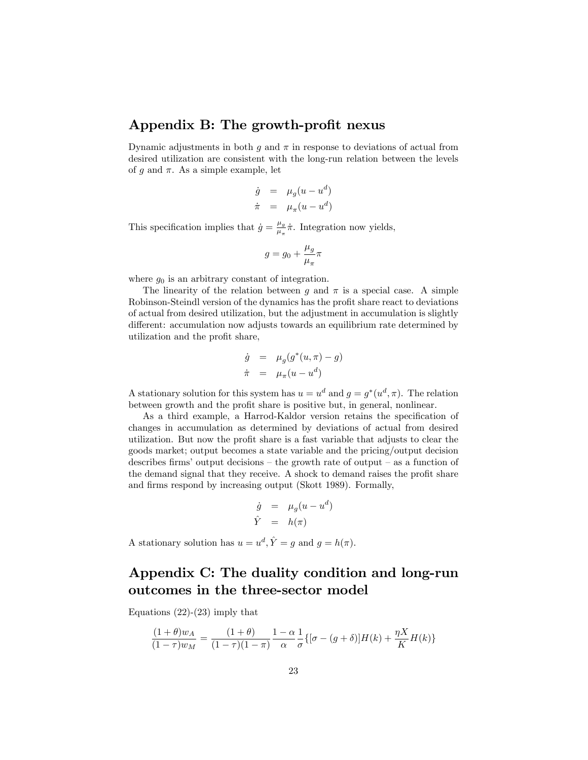## Appendix B: The growth-profit nexus

Dynamic adjustments in both $g$ and $\pi$ in response to deviations of actual from desired utilization are consistent with the long-run relation between the levels of $g$ and $\pi$. As a simple example, let

$$\begin{aligned}\dot{g} &= \mu_g(u - u^d) \\ \dot{\pi} &= \mu_\pi(u - u^d)\end{aligned}$$

This specification implies that $\dot{g} = \frac{\mu_g}{\mu_\pi}\dot{\pi}$. Integration now yields,

$$g = g_0 + \frac{\mu_g}{\mu_\pi}\pi$$

where $g_0$ is an arbitrary constant of integration.

The linearity of the relation between $g$ and $\pi$ is a special case. A simple Robinson-Steindl version of the dynamics has the profit share react to deviations of actual from desired utilization, but the adjustment in accumulation is slightly different: accumulation now adjusts towards an equilibrium rate determined by utilization and the profit share,

$$\begin{aligned}\dot{g} &= \mu_g(g^*(u, \pi) - g) \\ \dot{\pi} &= \mu_\pi(u - u^d)\end{aligned}$$

A stationary solution for this system has $u = u^d$ and $g = g^*(u^d, \pi)$. The relation between growth and the profit share is positive but, in general, nonlinear.

As a third example, a Harrod-Kaldor version retains the specification of changes in accumulation as determined by deviations of actual from desired utilization. But now the profit share is a fast variable that adjusts to clear the goods market; output becomes a state variable and the pricing/output decision describes firms' output decisions – the growth rate of output – as a function of the demand signal that they receive. A shock to demand raises the profit share and firms respond by increasing output (Skott 1989). Formally,

$$\begin{aligned}\dot{g} &= \mu_g(u - u^d) \\ \hat{Y} &= h(\pi)\end{aligned}$$

A stationary solution has $u = u^d, \hat{Y} = g$ and $g = h(\pi)$.

## Appendix C: The duality condition and long-run outcomes in the three-sector model

Equations (22)-(23) imply that

$$\frac{(1+\theta)w_A}{(1-\tau)w_M} = \frac{(1+\theta)}{(1-\tau)(1-\pi)}\frac{1-\alpha}{\alpha}\frac{1}{\sigma}\{[\sigma - (g+\delta)]H(k) + \frac{\eta X}{K}H(k)\}$$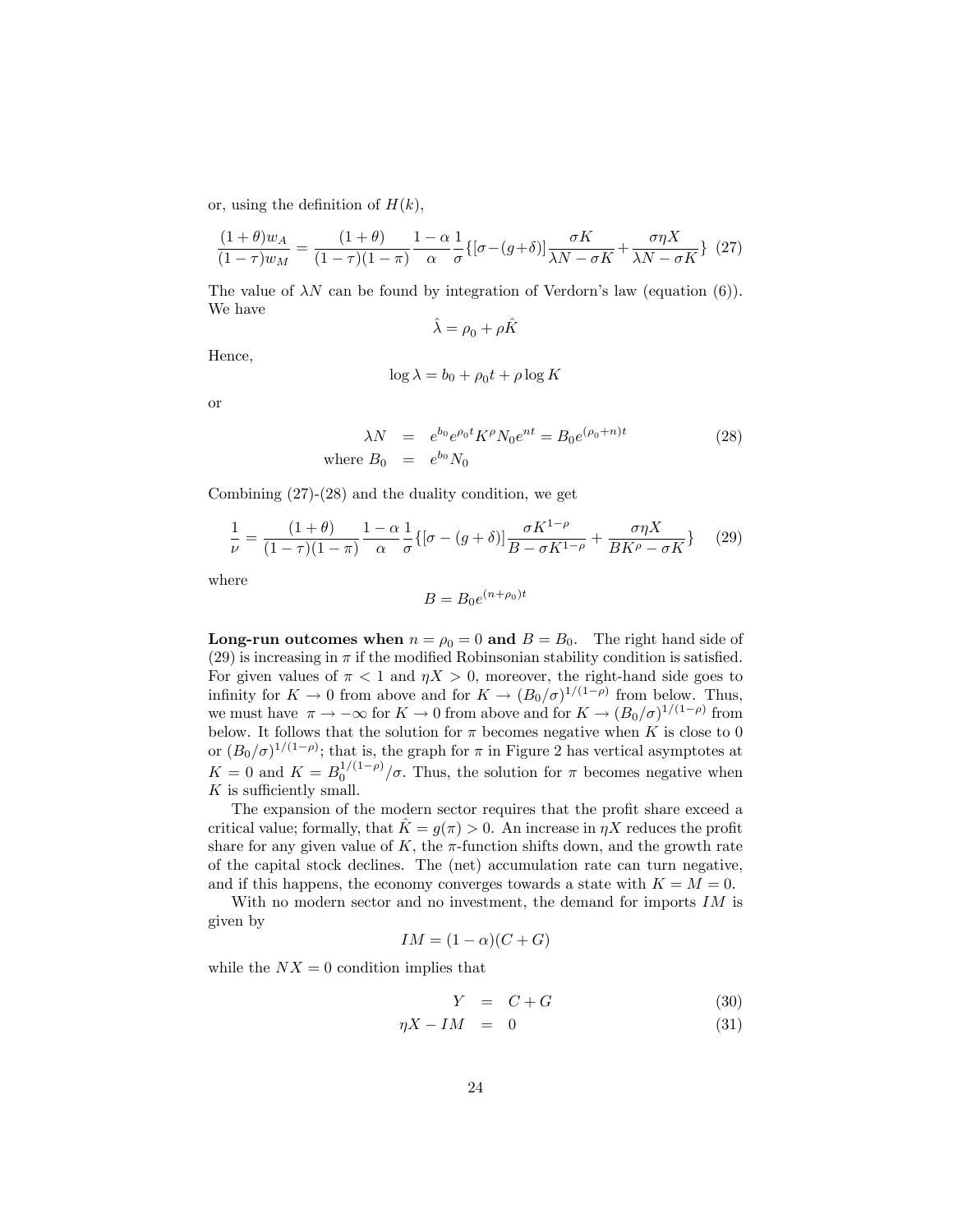or, using the definition of $H(k)$,

$$\frac{(1+\theta)w_A}{(1-\tau)w_M} = \frac{(1+\theta)}{(1-\tau)(1-\pi)}\frac{1-\alpha}{\alpha}\frac{1}{\sigma}\{[\sigma-(g+\delta)]\frac{\sigma K}{\lambda N - \sigma K} + \frac{\sigma \eta X}{\lambda N - \sigma K}\} \quad (27)$$

The value of $\lambda N$ can be found by integration of Verdorn's law (equation (6)). We have

$$\hat{\lambda} = \rho_0 + \rho \hat{K}$$

Hence,

$$\log \lambda = b_0 + \rho_0 t + \rho \log K$$

or

$$\begin{aligned} \lambda N &= e^{b_0} e^{\rho_0 t} K^{\rho} N_0 e^{nt} = B_0 e^{(\rho_0+n)t} \\ \text{where } B_0 &= e^{b_0} N_0 \end{aligned} \quad (28)$$

Combining (27)-(28) and the duality condition, we get

$$\frac{1}{\nu} = \frac{(1+\theta)}{(1-\tau)(1-\pi)}\frac{1-\alpha}{\alpha}\frac{1}{\sigma}\{[\sigma-(g+\delta)]\frac{\sigma K^{1-\rho}}{B - \sigma K^{1-\rho}} + \frac{\sigma \eta X}{B K^{\rho} - \sigma K}\} \quad (29)$$

where

$$B = B_0 e^{(n+\rho_0)t}$$

**Long-run outcomes when $n = \rho_0 = 0$ and $B = B_0$.** The right hand side of (29) is increasing in $\pi$ if the modified Robinsonian stability condition is satisfied. For given values of $\pi < 1$ and $\eta X > 0$, moreover, the right-hand side goes to infinity for $K \to 0$ from above and for $K \to (B_0/\sigma)^{1/(1-\rho)}$ from below. Thus, we must have $\pi \to -\infty$ for $K \to 0$ from above and for $K \to (B_0/\sigma)^{1/(1-\rho)}$ from below. It follows that the solution for $\pi$ becomes negative when $K$ is close to 0 or $(B_0/\sigma)^{1/(1-\rho)}$; that is, the graph for $\pi$ in Figure 2 has vertical asymptotes at $K = 0$ and $K = B_0^{1/(1-\rho)}/\sigma$. Thus, the solution for $\pi$ becomes negative when $K$ is sufficiently small.

The expansion of the modern sector requires that the profit share exceed a critical value; formally, that $\hat{K} = g(\pi) > 0$. An increase in $\eta X$ reduces the profit share for any given value of $K$, the $\pi$-function shifts down, and the growth rate of the capital stock declines. The (net) accumulation rate can turn negative, and if this happens, the economy converges towards a state with $K = M = 0$.

With no modern sector and no investment, the demand for imports $IM$ is given by

$$IM = (1-\alpha)(C+G)$$

while the $NX = 0$ condition implies that

$$Y = C + G \quad (30)$$

$$\eta X - IM = 0 \quad (31)$$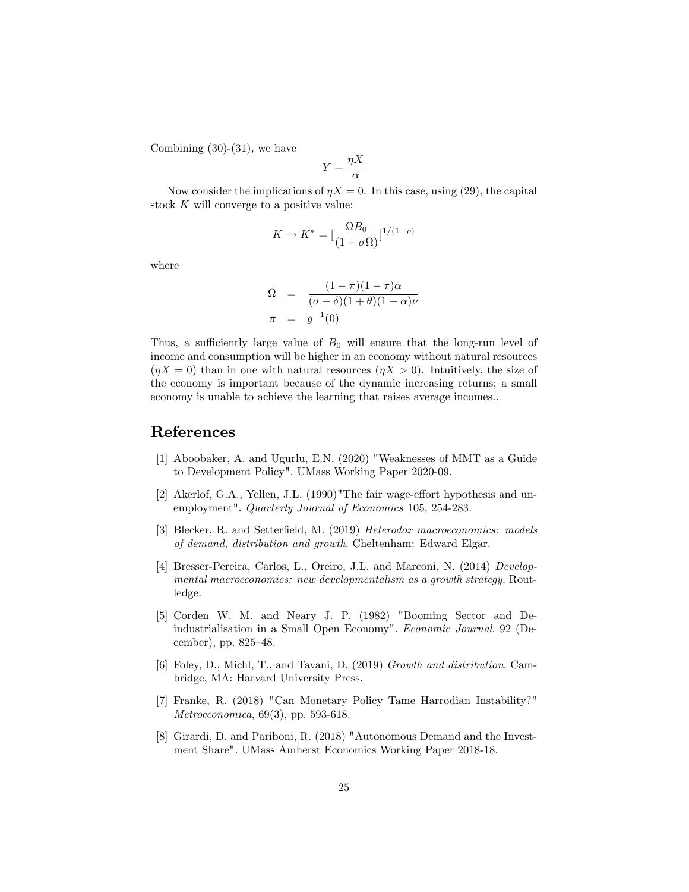Combining (30)-(31), we have

$$Y = \frac{\eta X}{\alpha}$$

Now consider the implications of $\eta X = 0$. In this case, using (29), the capital stock $K$ will converge to a positive value:

$$K \to K^* = [\frac{\Omega B_0}{(1+\sigma\Omega)}]^{1/(1-\rho)}$$

where

$$\begin{aligned} \Omega &= \frac{(1-\pi)(1-\tau)\alpha}{(\sigma-\delta)(1+\theta)(1-\alpha)\nu} \\ \pi &= g^{-1}(0) \end{aligned}$$

Thus, a sufficiently large value of $B_0$ will ensure that the long-run level of income and consumption will be higher in an economy without natural resources ($\eta X = 0$) than in one with natural resources ($\eta X > 0$). Intuitively, the size of the economy is important because of the dynamic increasing returns; a small economy is unable to achieve the learning that raises average incomes..

# References

[1] Aboobaker, A. and Ugurlu, E.N. (2020) "Weaknesses of MMT as a Guide to Development Policy". UMass Working Paper 2020-09.

[2] Akerlof, G.A., Yellen, J.L. (1990)"The fair wage-effort hypothesis and unemployment". *Quarterly Journal of Economics* 105, 254-283.

[3] Blecker, R. and Setterfield, M. (2019) *Heterodox macroeconomics: models of demand, distribution and growth*. Cheltenham: Edward Elgar.

[4] Bresser-Pereira, Carlos, L., Oreiro, J.L. and Marconi, N. (2014) *Developmental macroeconomics: new developmentalism as a growth strategy*. Routledge.

[5] Corden W. M. and Neary J. P. (1982) "Booming Sector and De-industrialisation in a Small Open Economy". *Economic Journal*. 92 (December), pp. 825–48.

[6] Foley, D., Michl, T., and Tavani, D. (2019) *Growth and distribution*. Cambridge, MA: Harvard University Press.

[7] Franke, R. (2018) "Can Monetary Policy Tame Harrodian Instability?" *Metroeconomica*, 69(3), pp. 593-618.

[8] Girardi, D. and Pariboni, R. (2018) "Autonomous Demand and the Investment Share". UMass Amherst Economics Working Paper 2018-18.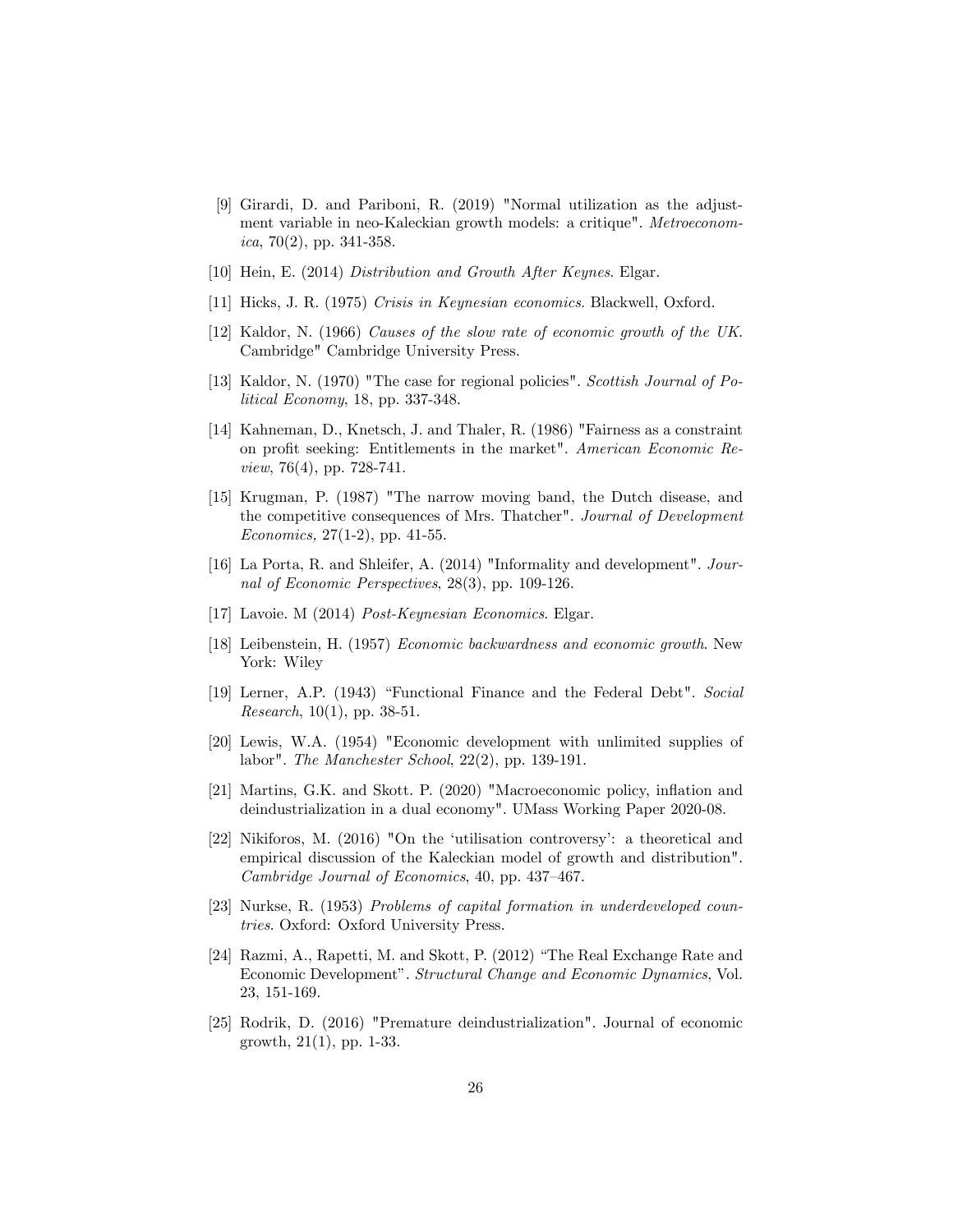[9] Girardi, D. and Pariboni, R. (2019) "Normal utilization as the adjustment variable in neo-Kaleckian growth models: a critique". *Metroeconomica*, 70(2), pp. 341-358.

[10] Hein, E. (2014) *Distribution and Growth After Keynes*. Elgar.

[11] Hicks, J. R. (1975) *Crisis in Keynesian economics*. Blackwell, Oxford.

[12] Kaldor, N. (1966) *Causes of the slow rate of economic growth of the UK*. Cambridge" Cambridge University Press.

[13] Kaldor, N. (1970) "The case for regional policies". *Scottish Journal of Political Economy*, 18, pp. 337-348.

[14] Kahneman, D., Knetsch, J. and Thaler, R. (1986) "Fairness as a constraint on profit seeking: Entitlements in the market". *American Economic Review*, 76(4), pp. 728-741.

[15] Krugman, P. (1987) "The narrow moving band, the Dutch disease, and the competitive consequences of Mrs. Thatcher". *Journal of Development Economics,* 27(1-2), pp. 41-55.

[16] La Porta, R. and Shleifer, A. (2014) "Informality and development". *Journal of Economic Perspectives*, 28(3), pp. 109-126.

[17] Lavoie. M (2014) *Post-Keynesian Economics*. Elgar.

[18] Leibenstein, H. (1957) *Economic backwardness and economic growth*. New York: Wiley

[19] Lerner, A.P. (1943) "Functional Finance and the Federal Debt". *Social Research*, 10(1), pp. 38-51.

[20] Lewis, W.A. (1954) "Economic development with unlimited supplies of labor". *The Manchester School*, 22(2), pp. 139-191.

[21] Martins, G.K. and Skott. P. (2020) "Macroeconomic policy, inflation and deindustrialization in a dual economy". UMass Working Paper 2020-08.

[22] Nikiforos, M. (2016) "On the 'utilisation controversy': a theoretical and empirical discussion of the Kaleckian model of growth and distribution". *Cambridge Journal of Economics*, 40, pp. 437–467.

[23] Nurkse, R. (1953) *Problems of capital formation in underdeveloped countries*. Oxford: Oxford University Press.

[24] Razmi, A., Rapetti, M. and Skott, P. (2012) "The Real Exchange Rate and Economic Development". *Structural Change and Economic Dynamics*, Vol. 23, 151-169.

[25] Rodrik, D. (2016) "Premature deindustrialization". Journal of economic growth, 21(1), pp. 1-33.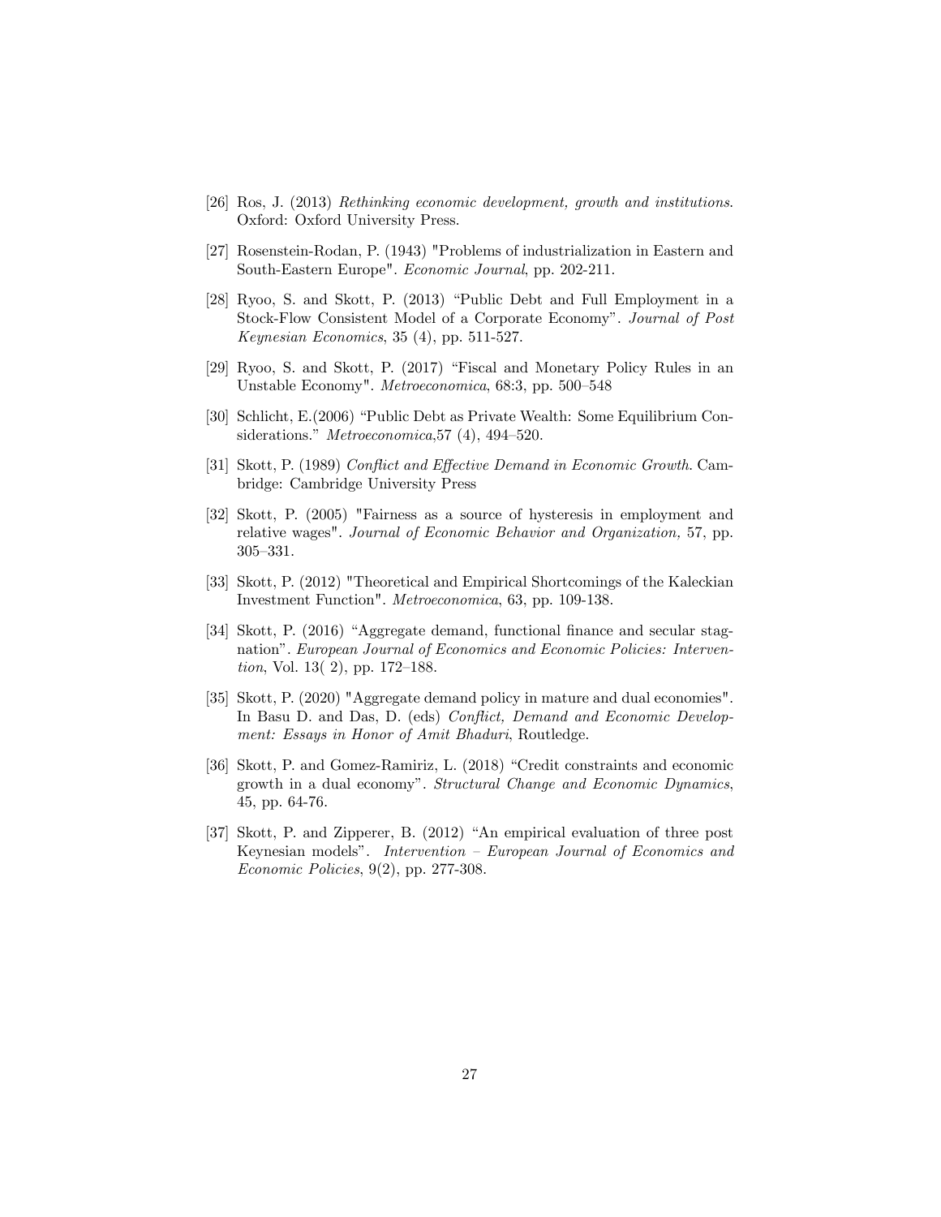[26] Ros, J. (2013) *Rethinking economic development, growth and institutions*. Oxford: Oxford University Press.

[27] Rosenstein-Rodan, P. (1943) "Problems of industrialization in Eastern and South-Eastern Europe". *Economic Journal*, pp. 202-211.

[28] Ryoo, S. and Skott, P. (2013) "Public Debt and Full Employment in a Stock-Flow Consistent Model of a Corporate Economy". *Journal of Post Keynesian Economics*, 35 (4), pp. 511-527.

[29] Ryoo, S. and Skott, P. (2017) "Fiscal and Monetary Policy Rules in an Unstable Economy". *Metroeconomica*, 68:3, pp. 500–548

[30] Schlicht, E.(2006) "Public Debt as Private Wealth: Some Equilibrium Considerations." *Metroeconomica*,57 (4), 494–520.

[31] Skott, P. (1989) *Conflict and Effective Demand in Economic Growth*. Cambridge: Cambridge University Press

[32] Skott, P. (2005) "Fairness as a source of hysteresis in employment and relative wages". *Journal of Economic Behavior and Organization,* 57, pp. 305–331.

[33] Skott, P. (2012) "Theoretical and Empirical Shortcomings of the Kaleckian Investment Function". *Metroeconomica*, 63, pp. 109-138.

[34] Skott, P. (2016) "Aggregate demand, functional finance and secular stagnation". *European Journal of Economics and Economic Policies: Intervention*, Vol. 13( 2), pp. 172–188.

[35] Skott, P. (2020) "Aggregate demand policy in mature and dual economies". In Basu D. and Das, D. (eds) *Conflict, Demand and Economic Development: Essays in Honor of Amit Bhaduri*, Routledge.

[36] Skott, P. and Gomez-Ramiriz, L. (2018) "Credit constraints and economic growth in a dual economy". *Structural Change and Economic Dynamics*, 45, pp. 64-76.

[37] Skott, P. and Zipperer, B. (2012) "An empirical evaluation of three post Keynesian models". *Intervention – European Journal of Economics and Economic Policies*, 9(2), pp. 277-308.